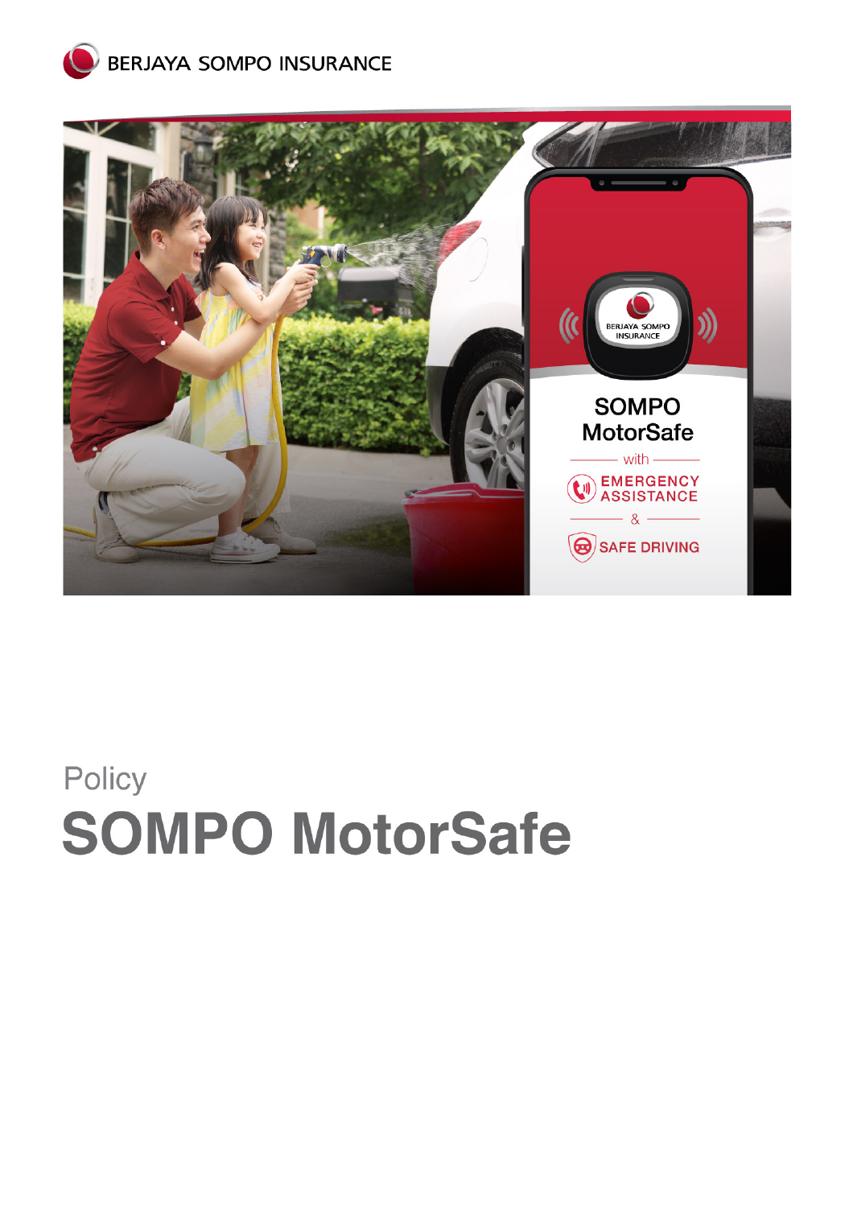BERJAYA SOMPO INSURANCE

Policy

# SOMPO MotorSafe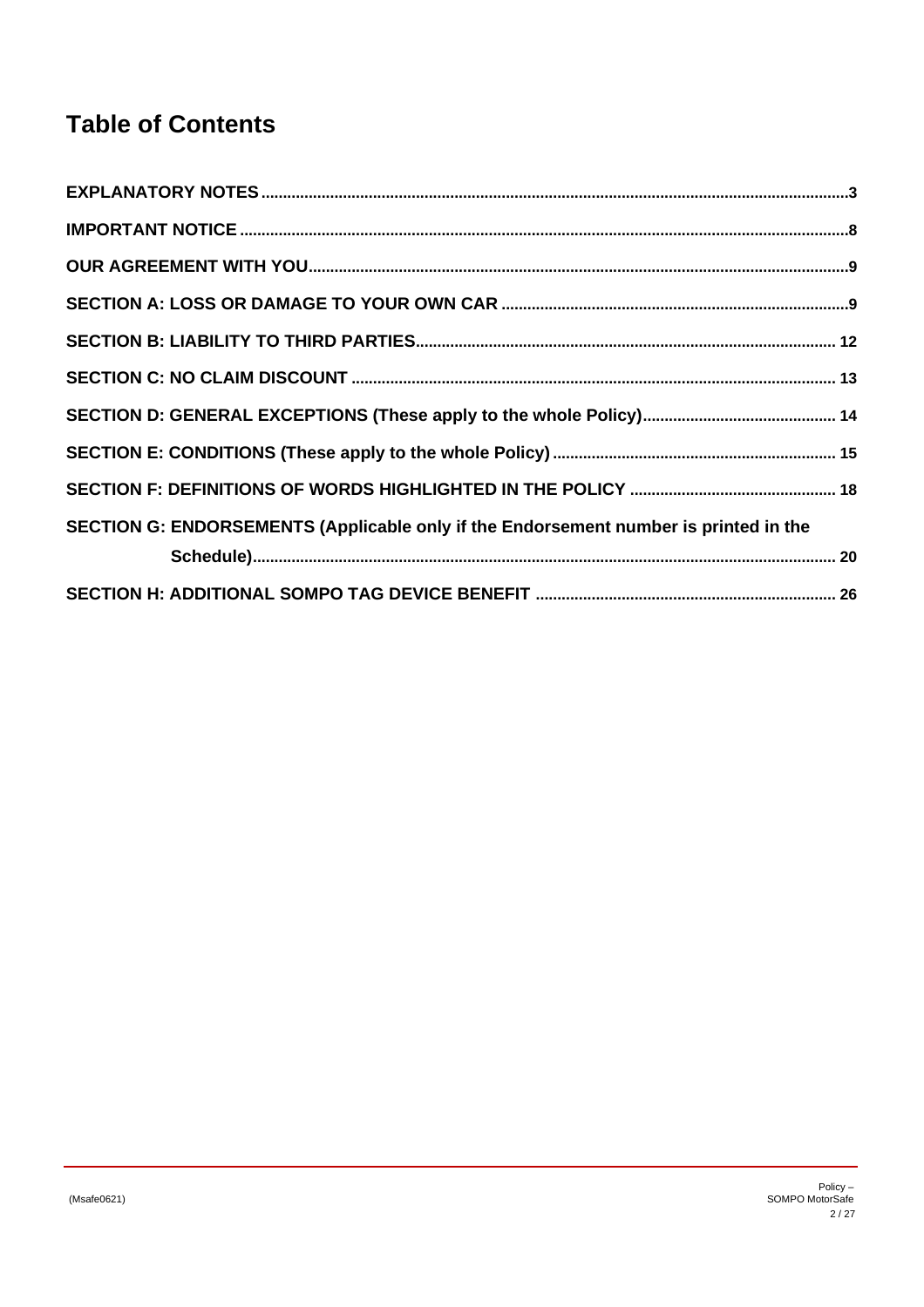# Table of Contents

**EXPLANATORY NOTES** .......... 3

**IMPORTANT NOTICE** .......... 8

**OUR AGREEMENT WITH YOU** .......... 9

**SECTION A: LOSS OR DAMAGE TO YOUR OWN CAR** .......... 9

**SECTION B: LIABILITY TO THIRD PARTIES** .......... 12

**SECTION C: NO CLAIM DISCOUNT** .......... 13

**SECTION D: GENERAL EXCEPTIONS (These apply to the whole Policy)** .......... 14

**SECTION E: CONDITIONS (These apply to the whole Policy)** .......... 15

**SECTION F: DEFINITIONS OF WORDS HIGHLIGHTED IN THE POLICY** .......... 18

**SECTION G: ENDORSEMENTS (Applicable only if the Endorsement number is printed in the Schedule)** .......... 20

**SECTION H: ADDITIONAL SOMPO TAG DEVICE BENEFIT** .......... 26

(Msafe0621)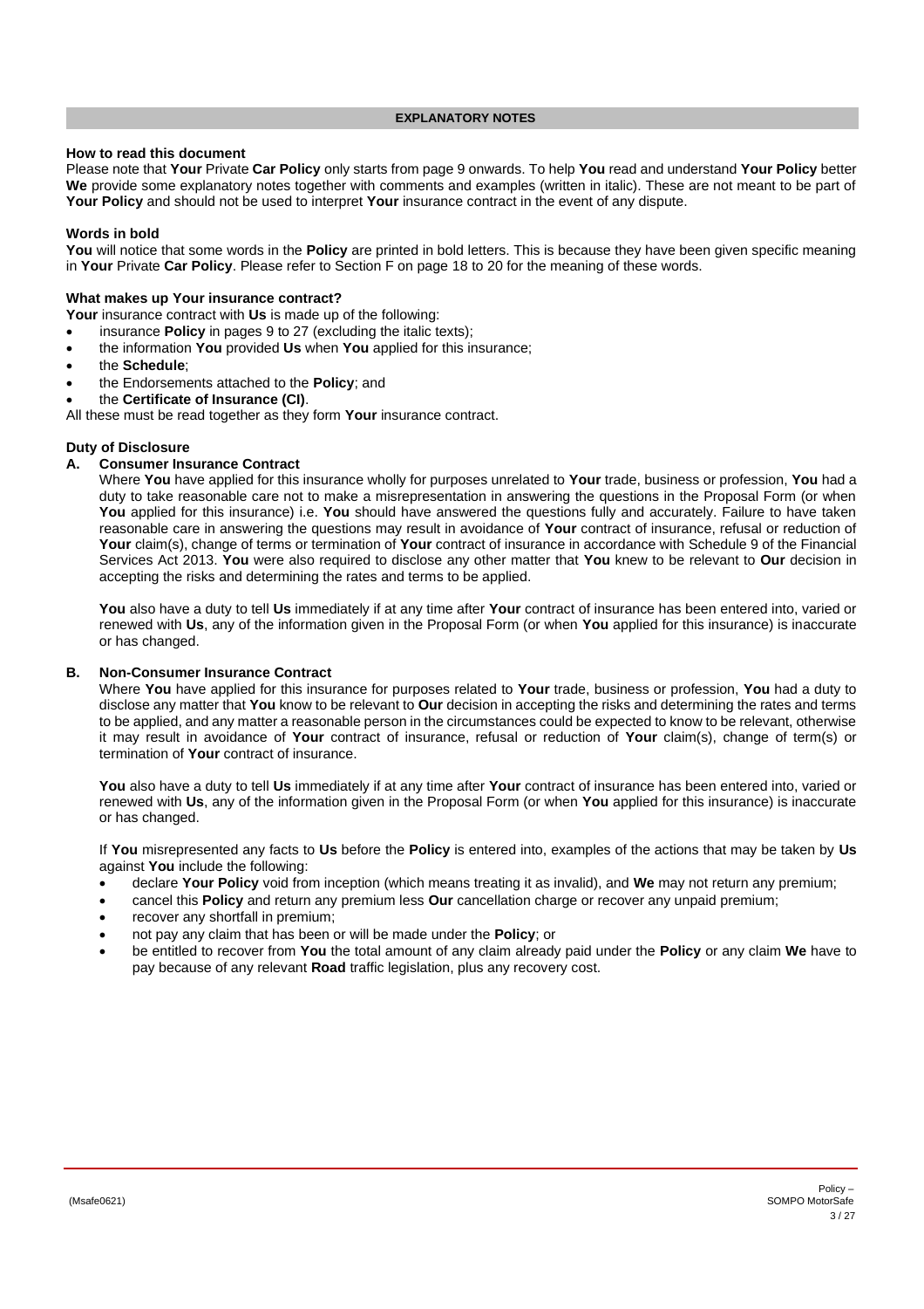## EXPLANATORY NOTES

**How to read this document**

Please note that **Your** Private **Car Policy** only starts from page 9 onwards. To help **You** read and understand **Your Policy** better **We** provide some explanatory notes together with comments and examples (written in italic). These are not meant to be part of **Your Policy** and should not be used to interpret **Your** insurance contract in the event of any dispute.

**Words in bold**

**You** will notice that some words in the **Policy** are printed in bold letters. This is because they have been given specific meaning in **Your** Private **Car Policy**. Please refer to Section F on page 18 to 20 for the meaning of these words.

**What makes up Your insurance contract?**

**Your** insurance contract with **Us** is made up of the following:

- insurance **Policy** in pages 9 to 27 (excluding the italic texts);
- the information **You** provided **Us** when **You** applied for this insurance;
- the **Schedule**;
- the Endorsements attached to the **Policy**; and
- the **Certificate of Insurance (CI)**.

All these must be read together as they form **Your** insurance contract.

**Duty of Disclosure**

**A. Consumer Insurance Contract**

Where **You** have applied for this insurance wholly for purposes unrelated to **Your** trade, business or profession, **You** had a duty to take reasonable care not to make a misrepresentation in answering the questions in the Proposal Form (or when **You** applied for this insurance) i.e. **You** should have answered the questions fully and accurately. Failure to have taken reasonable care in answering the questions may result in avoidance of **Your** contract of insurance, refusal or reduction of **Your** claim(s), change of terms or termination of **Your** contract of insurance in accordance with Schedule 9 of the Financial Services Act 2013. **You** were also required to disclose any other matter that **You** knew to be relevant to **Our** decision in accepting the risks and determining the rates and terms to be applied.

**You** also have a duty to tell **Us** immediately if at any time after **Your** contract of insurance has been entered into, varied or renewed with **Us**, any of the information given in the Proposal Form (or when **You** applied for this insurance) is inaccurate or has changed.

**B. Non-Consumer Insurance Contract**

Where **You** have applied for this insurance for purposes related to **Your** trade, business or profession, **You** had a duty to disclose any matter that **You** know to be relevant to **Our** decision in accepting the risks and determining the rates and terms to be applied, and any matter a reasonable person in the circumstances could be expected to know to be relevant, otherwise it may result in avoidance of **Your** contract of insurance, refusal or reduction of **Your** claim(s), change of term(s) or termination of **Your** contract of insurance.

**You** also have a duty to tell **Us** immediately if at any time after **Your** contract of insurance has been entered into, varied or renewed with **Us**, any of the information given in the Proposal Form (or when **You** applied for this insurance) is inaccurate or has changed.

If **You** misrepresented any facts to **Us** before the **Policy** is entered into, examples of the actions that may be taken by **Us** against **You** include the following:

- declare **Your Policy** void from inception (which means treating it as invalid), and **We** may not return any premium;
- cancel this **Policy** and return any premium less **Our** cancellation charge or recover any unpaid premium;
- recover any shortfall in premium;
- not pay any claim that has been or will be made under the **Policy**; or
- be entitled to recover from **You** the total amount of any claim already paid under the **Policy** or any claim **We** have to pay because of any relevant **Road** traffic legislation, plus any recovery cost.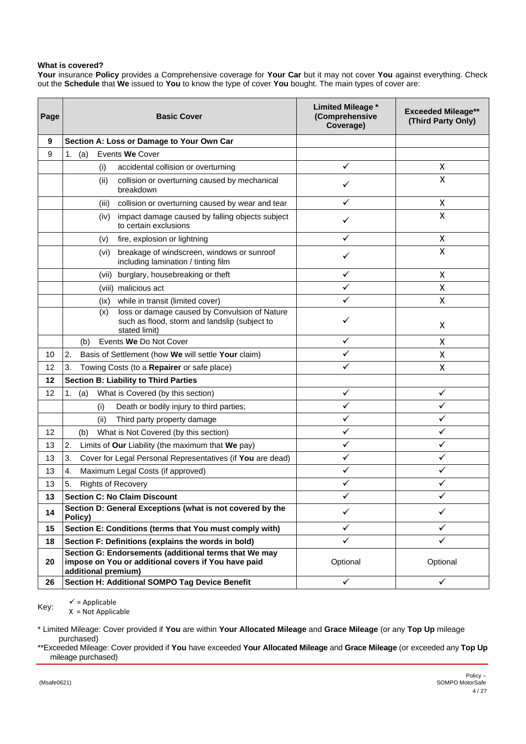**What is covered?**

**Your** insurance **Policy** provides a Comprehensive coverage for **Your Car** but it may not cover **You** against everything. Check out the **Schedule** that **We** issued to **You** to know the type of cover **You** bought. The main types of cover are:

| Page | Basic Cover | Limited Mileage * (Comprehensive Coverage) | Exceeded Mileage** (Third Party Only) |
|---|---|---|---|
| **9** | **Section A: Loss or Damage to Your Own Car** | | |
| 9 | 1. (a) Events **We** Cover | | |
| | (i) accidental collision or overturning | ✓ | X |
| | (ii) collision or overturning caused by mechanical breakdown | ✓ | X |
| | (iii) collision or overturning caused by wear and tear | ✓ | X |
| | (iv) impact damage caused by falling objects subject to certain exclusions | ✓ | X |
| | (v) fire, explosion or lightning | ✓ | X |
| | (vi) breakage of windscreen, windows or sunroof including lamination / tinting film | ✓ | X |
| | (vii) burglary, housebreaking or theft | ✓ | X |
| | (viii) malicious act | ✓ | X |
| | (ix) while in transit (limited cover) | ✓ | X |
| | (x) loss or damage caused by Convulsion of Nature such as flood, storm and landslip (subject to stated limit) | ✓ | X |
| | (b) Events **We** Do Not Cover | ✓ | X |
| 10 | 2. Basis of Settlement (how **We** will settle **Your** claim) | ✓ | X |
| 12 | 3. Towing Costs (to a **Repairer** or safe place) | ✓ | X |
| **12** | **Section B: Liability to Third Parties** | | |
| 12 | 1. (a) What is Covered (by this section) | ✓ | ✓ |
| | (i) Death or bodily injury to third parties; | ✓ | ✓ |
| | (ii) Third party property damage | ✓ | ✓ |
| 12 | (b) What is Not Covered (by this section) | ✓ | ✓ |
| 13 | 2. Limits of **Our** Liability (the maximum that **We** pay) | ✓ | ✓ |
| 13 | 3. Cover for Legal Personal Representatives (if **You** are dead) | ✓ | ✓ |
| 13 | 4. Maximum Legal Costs (if approved) | ✓ | ✓ |
| 13 | 5. Rights of Recovery | ✓ | ✓ |
| **13** | **Section C: No Claim Discount** | ✓ | ✓ |
| **14** | **Section D: General Exceptions (what is not covered by the Policy)** | ✓ | ✓ |
| **15** | **Section E: Conditions (terms that You must comply with)** | ✓ | ✓ |
| **18** | **Section F: Definitions (explains the words in bold)** | ✓ | ✓ |
| **20** | **Section G: Endorsements (additional terms that We may impose on You or additional covers if You have paid additional premium)** | Optional | Optional |
| **26** | **Section H: Additional SOMPO Tag Device Benefit** | ✓ | ✓ |

Key:
✓ = Applicable
X = Not Applicable

\* Limited Mileage: Cover provided if **You** are within **Your Allocated Mileage** and **Grace Mileage** (or any **Top Up** mileage purchased)

\*\*Exceeded Mileage: Cover provided if **You** have exceeded **Your Allocated Mileage** and **Grace Mileage** (or exceeded any **Top Up** mileage purchased)

(Msafe0621)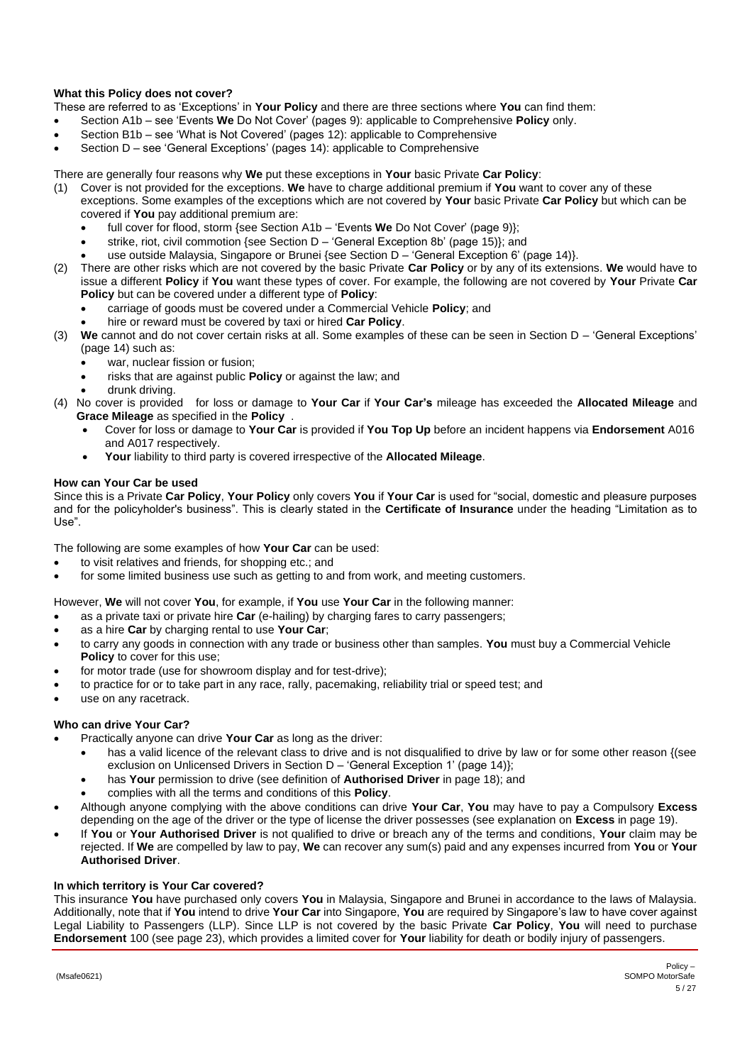### What this Policy does not cover?

These are referred to as 'Exceptions' in **Your Policy** and there are three sections where **You** can find them:

- Section A1b – see 'Events **We** Do Not Cover' (pages 9): applicable to Comprehensive **Policy** only.
- Section B1b – see 'What is Not Covered' (pages 12): applicable to Comprehensive
- Section D – see 'General Exceptions' (pages 14): applicable to Comprehensive

There are generally four reasons why **We** put these exceptions in **Your** basic Private **Car Policy**:

(1) Cover is not provided for the exceptions. **We** have to charge additional premium if **You** want to cover any of these exceptions. Some examples of the exceptions which are not covered by **Your** basic Private **Car Policy** but which can be covered if **You** pay additional premium are:
   - full cover for flood, storm {see Section A1b – 'Events **We** Do Not Cover' (page 9)};
   - strike, riot, civil commotion {see Section D – 'General Exception 8b' (page 15)}; and
   - use outside Malaysia, Singapore or Brunei {see Section D – 'General Exception 6' (page 14)}.

(2) There are other risks which are not covered by the basic Private **Car Policy** or by any of its extensions. **We** would have to issue a different **Policy** if **You** want these types of cover. For example, the following are not covered by **Your** Private **Car Policy** but can be covered under a different type of **Policy**:
   - carriage of goods must be covered under a Commercial Vehicle **Policy**; and
   - hire or reward must be covered by taxi or hired **Car Policy**.

(3) **We** cannot and do not cover certain risks at all. Some examples of these can be seen in Section D – 'General Exceptions' (page 14) such as:
   - war, nuclear fission or fusion;
   - risks that are against public **Policy** or against the law; and
   - drunk driving.

(4) No cover is provided for loss or damage to **Your Car** if **Your Car's** mileage has exceeded the **Allocated Mileage** and **Grace Mileage** as specified in the **Policy** .
   - Cover for loss or damage to **Your Car** is provided if **You Top Up** before an incident happens via **Endorsement** A016 and A017 respectively.
   - **Your** liability to third party is covered irrespective of the **Allocated Mileage**.

### How can Your Car be used

Since this is a Private **Car Policy**, **Your Policy** only covers **You** if **Your Car** is used for "social, domestic and pleasure purposes and for the policyholder's business". This is clearly stated in the **Certificate of Insurance** under the heading "Limitation as to Use".

The following are some examples of how **Your Car** can be used:

- to visit relatives and friends, for shopping etc.; and
- for some limited business use such as getting to and from work, and meeting customers.

However, **We** will not cover **You**, for example, if **You** use **Your Car** in the following manner:

- as a private taxi or private hire **Car** (e-hailing) by charging fares to carry passengers;
- as a hire **Car** by charging rental to use **Your Car**;
- to carry any goods in connection with any trade or business other than samples. **You** must buy a Commercial Vehicle **Policy** to cover for this use;
- for motor trade (use for showroom display and for test-drive);
- to practice for or to take part in any race, rally, pacemaking, reliability trial or speed test; and
- use on any racetrack.

### Who can drive Your Car?

- Practically anyone can drive **Your Car** as long as the driver:
   - has a valid licence of the relevant class to drive and is not disqualified to drive by law or for some other reason {(see exclusion on Unlicensed Drivers in Section D – 'General Exception 1' (page 14)};
   - has **Your** permission to drive (see definition of **Authorised Driver** in page 18); and
   - complies with all the terms and conditions of this **Policy**.
- Although anyone complying with the above conditions can drive **Your Car**, **You** may have to pay a Compulsory **Excess** depending on the age of the driver or the type of license the driver possesses (see explanation on **Excess** in page 19).
- If **You** or **Your Authorised Driver** is not qualified to drive or breach any of the terms and conditions, **Your** claim may be rejected. If **We** are compelled by law to pay, **We** can recover any sum(s) paid and any expenses incurred from **You** or **Your Authorised Driver**.

### In which territory is Your Car covered?

This insurance **You** have purchased only covers **You** in Malaysia, Singapore and Brunei in accordance to the laws of Malaysia. Additionally, note that if **You** intend to drive **Your Car** into Singapore, **You** are required by Singapore's law to have cover against Legal Liability to Passengers (LLP). Since LLP is not covered by the basic Private **Car Policy**, **You** will need to purchase **Endorsement** 100 (see page 23), which provides a limited cover for **Your** liability for death or bodily injury of passengers.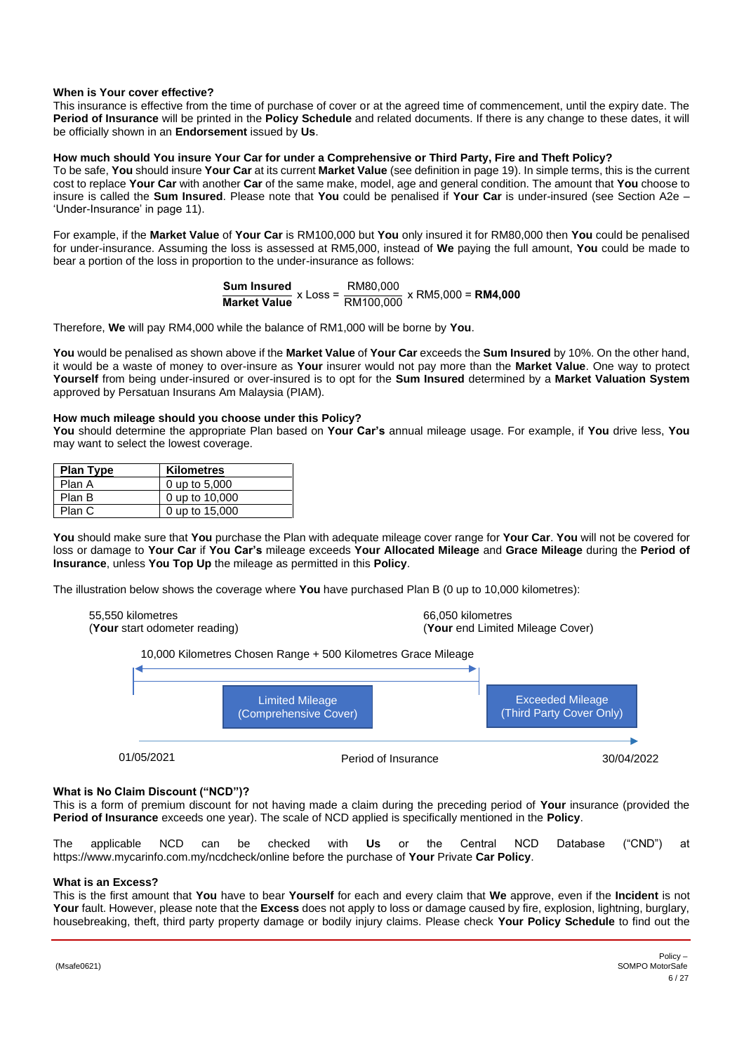### When is Your cover effective?

This insurance is effective from the time of purchase of cover or at the agreed time of commencement, until the expiry date. The **Period of Insurance** will be printed in the **Policy Schedule** and related documents. If there is any change to these dates, it will be officially shown in an **Endorsement** issued by **Us**.

### How much should You insure Your Car for under a Comprehensive or Third Party, Fire and Theft Policy?

To be safe, **You** should insure **Your Car** at its current **Market Value** (see definition in page 19). In simple terms, this is the current cost to replace **Your Car** with another **Car** of the same make, model, age and general condition. The amount that **You** choose to insure is called the **Sum Insured**. Please note that **You** could be penalised if **Your Car** is under-insured (see Section A2e – 'Under-Insurance' in page 11).

For example, if the **Market Value** of **Your Car** is RM100,000 but **You** only insured it for RM80,000 then **You** could be penalised for under-insurance. Assuming the loss is assessed at RM5,000, instead of **We** paying the full amount, **You** could be made to bear a portion of the loss in proportion to the under-insurance as follows:

$$\frac{\textbf{Sum Insured}}{\textbf{Market Value}} \times \text{Loss} = \frac{\text{RM80,000}}{\text{RM100,000}} \times \text{RM5,000} = \textbf{RM4,000}$$

Therefore, **We** will pay RM4,000 while the balance of RM1,000 will be borne by **You**.

**You** would be penalised as shown above if the **Market Value** of **Your Car** exceeds the **Sum Insured** by 10%. On the other hand, it would be a waste of money to over-insure as **Your** insurer would not pay more than the **Market Value**. One way to protect **Yourself** from being under-insured or over-insured is to opt for the **Sum Insured** determined by a **Market Valuation System** approved by Persatuan Insurans Am Malaysia (PIAM).

### How much mileage should you choose under this Policy?

**You** should determine the appropriate Plan based on **Your Car's** annual mileage usage. For example, if **You** drive less, **You** may want to select the lowest coverage.

| Plan Type | Kilometres |
|---|---|
| Plan A | 0 up to 5,000 |
| Plan B | 0 up to 10,000 |
| Plan C | 0 up to 15,000 |

**You** should make sure that **You** purchase the Plan with adequate mileage cover range for **Your Car**. **You** will not be covered for loss or damage to **Your Car** if **You Car's** mileage exceeds **Your Allocated Mileage** and **Grace Mileage** during the **Period of Insurance**, unless **You Top Up** the mileage as permitted in this **Policy**.

The illustration below shows the coverage where **You** have purchased Plan B (0 up to 10,000 kilometres):

55,550 kilometres
(**Your** start odometer reading)

66,050 kilometres
(**Your** end Limited Mileage Cover)

10,000 Kilometres Chosen Range + 500 Kilometres Grace Mileage

Limited Mileage
(Comprehensive Cover)

Exceeded Mileage
(Third Party Cover Only)

01/05/2021 — Period of Insurance — 30/04/2022

### What is No Claim Discount ("NCD")?

This is a form of premium discount for not having made a claim during the preceding period of **Your** insurance (provided the **Period of Insurance** exceeds one year). The scale of NCD applied is specifically mentioned in the **Policy**.

The applicable NCD can be checked with **Us** or the Central NCD Database ("CND") at https://www.mycarinfo.com.my/ncdcheck/online before the purchase of **Your** Private **Car Policy**.

### What is an Excess?

This is the first amount that **You** have to bear **Yourself** for each and every claim that **We** approve, even if the **Incident** is not **Your** fault. However, please note that the **Excess** does not apply to loss or damage caused by fire, explosion, lightning, burglary, housebreaking, theft, third party property damage or bodily injury claims. Please check **Your Policy Schedule** to find out the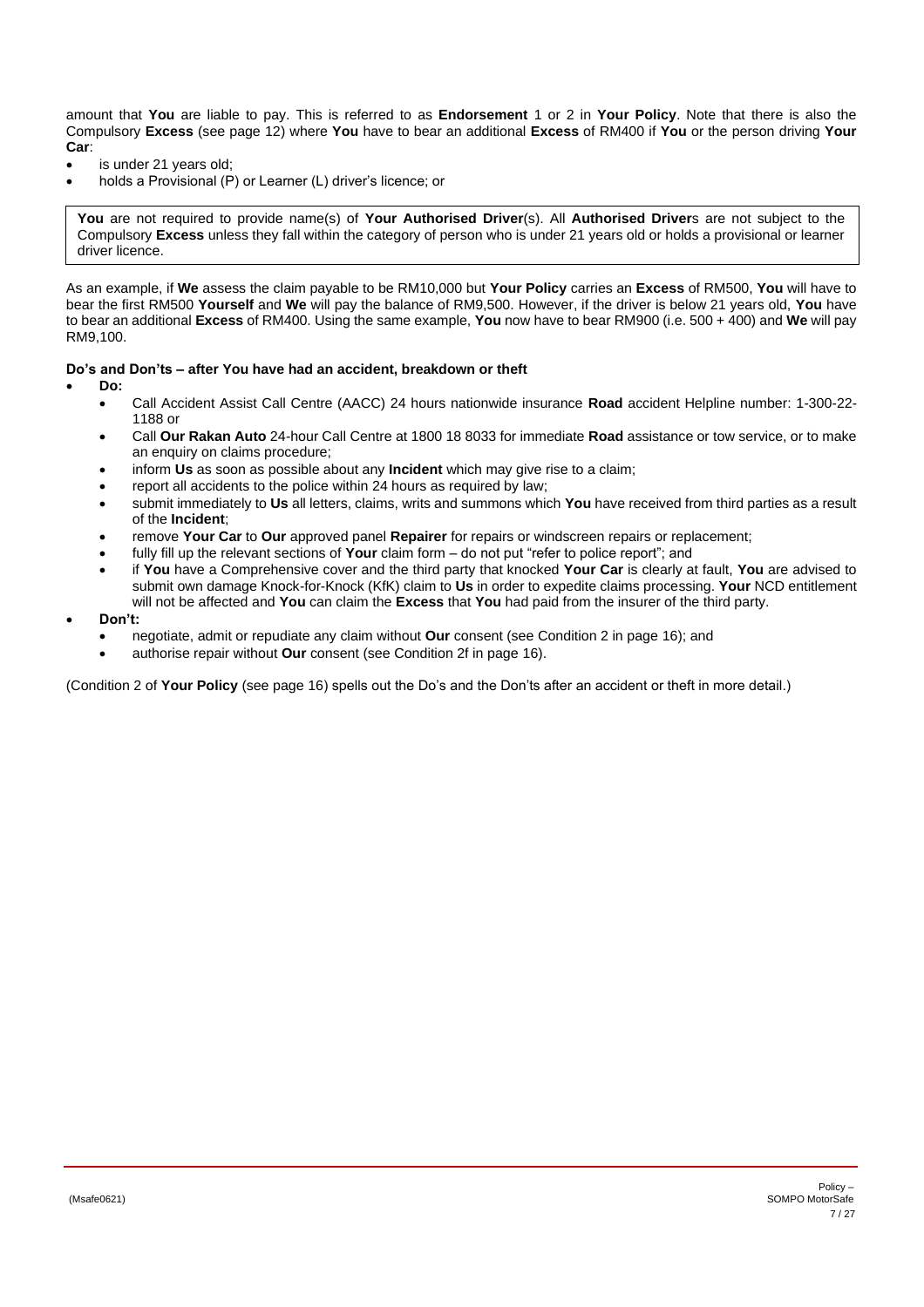amount that **You** are liable to pay. This is referred to as **Endorsement** 1 or 2 in **Your Policy**. Note that there is also the Compulsory **Excess** (see page 12) where **You** have to bear an additional **Excess** of RM400 if **You** or the person driving **Your Car**:

- is under 21 years old;
- holds a Provisional (P) or Learner (L) driver's licence; or

> **You** are not required to provide name(s) of **Your Authorised Driver**(s). All **Authorised Driver**s are not subject to the Compulsory **Excess** unless they fall within the category of person who is under 21 years old or holds a provisional or learner driver licence.

As an example, if **We** assess the claim payable to be RM10,000 but **Your Policy** carries an **Excess** of RM500, **You** will have to bear the first RM500 **Yourself** and **We** will pay the balance of RM9,500. However, if the driver is below 21 years old, **You** have to bear an additional **Excess** of RM400. Using the same example, **You** now have to bear RM900 (i.e. 500 + 400) and **We** will pay RM9,100.

**Do's and Don'ts – after You have had an accident, breakdown or theft**

- **Do:**
  - Call Accident Assist Call Centre (AACC) 24 hours nationwide insurance **Road** accident Helpline number: 1-300-22-1188 or
  - Call **Our Rakan Auto** 24-hour Call Centre at 1800 18 8033 for immediate **Road** assistance or tow service, or to make an enquiry on claims procedure;
  - inform **Us** as soon as possible about any **Incident** which may give rise to a claim;
  - report all accidents to the police within 24 hours as required by law;
  - submit immediately to **Us** all letters, claims, writs and summons which **You** have received from third parties as a result of the **Incident**;
  - remove **Your Car** to **Our** approved panel **Repairer** for repairs or windscreen repairs or replacement;
  - fully fill up the relevant sections of **Your** claim form – do not put "refer to police report"; and
  - if **You** have a Comprehensive cover and the third party that knocked **Your Car** is clearly at fault, **You** are advised to submit own damage Knock-for-Knock (KfK) claim to **Us** in order to expedite claims processing. **Your** NCD entitlement will not be affected and **You** can claim the **Excess** that **You** had paid from the insurer of the third party.
- **Don't:**
  - negotiate, admit or repudiate any claim without **Our** consent (see Condition 2 in page 16); and
  - authorise repair without **Our** consent (see Condition 2f in page 16).

(Condition 2 of **Your Policy** (see page 16) spells out the Do's and the Don'ts after an accident or theft in more detail.)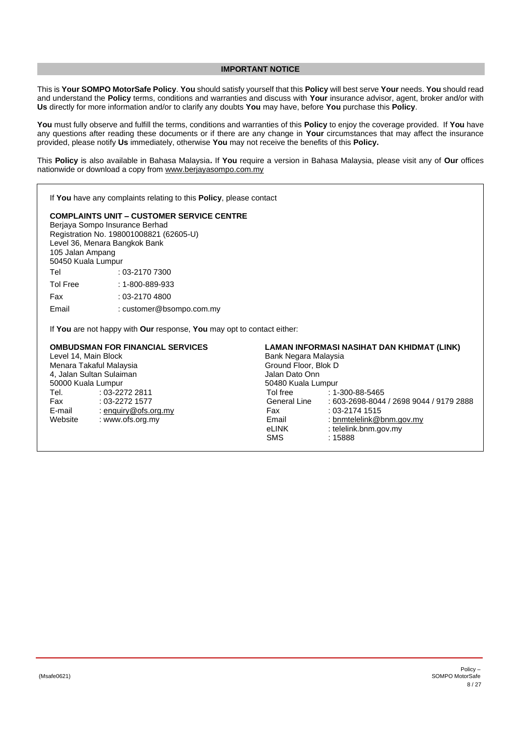## IMPORTANT NOTICE

This is **Your SOMPO MotorSafe Policy**. **You** should satisfy yourself that this **Policy** will best serve **Your** needs. **You** should read and understand the **Policy** terms, conditions and warranties and discuss with **Your** insurance advisor, agent, broker and/or with **Us** directly for more information and/or to clarify any doubts **You** may have, before **You** purchase this **Policy**.

**You** must fully observe and fulfill the terms, conditions and warranties of this **Policy** to enjoy the coverage provided. If **You** have any questions after reading these documents or if there are any change in **Your** circumstances that may affect the insurance provided, please notify **Us** immediately, otherwise **You** may not receive the benefits of this **Policy.**

This **Policy** is also available in Bahasa Malaysia**.** If **You** require a version in Bahasa Malaysia, please visit any of **Our** offices nationwide or download a copy from www.berjayasompo.com.my

If **You** have any complaints relating to this **Policy**, please contact

**COMPLAINTS UNIT – CUSTOMER SERVICE CENTRE**
Berjaya Sompo Insurance Berhad
Registration No. 198001008821 (62605-U)
Level 36, Menara Bangkok Bank
105 Jalan Ampang
50450 Kuala Lumpur

| | |
|---|---|
| Tel | : 03-2170 7300 |
| Tol Free | : 1-800-889-933 |
| Fax | : 03-2170 4800 |
| Email | : customer@bsompo.com.my |

If **You** are not happy with **Our** response, **You** may opt to contact either:

**OMBUDSMAN FOR FINANCIAL SERVICES**
Level 14, Main Block
Menara Takaful Malaysia
4, Jalan Sultan Sulaiman
50000 Kuala Lumpur

| | |
|---|---|
| Tel. | : 03-2272 2811 |
| Fax | : 03-2272 1577 |
| E-mail | : enquiry@ofs.org.my |
| Website | : www.ofs.org.my |

**LAMAN INFORMASI NASIHAT DAN KHIDMAT (LINK)**
Bank Negara Malaysia
Ground Floor, Blok D
Jalan Dato Onn
50480 Kuala Lumpur

| | |
|---|---|
| Tol free | : 1-300-88-5465 |
| General Line | : 603-2698-8044 / 2698 9044 / 9179 2888 |
| Fax | : 03-2174 1515 |
| Email | : bnmtelelink@bnm.gov.my |
| eLINK | : telelink.bnm.gov.my |
| SMS | : 15888 |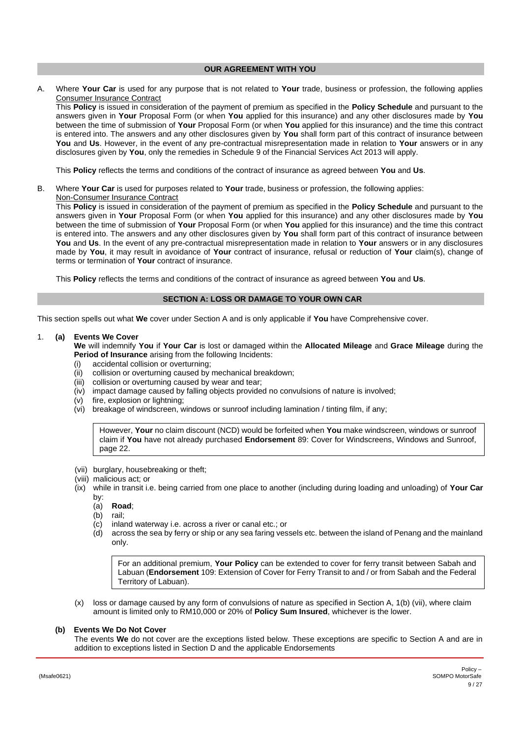## OUR AGREEMENT WITH YOU

A. Where **Your Car** is used for any purpose that is not related to **Your** trade, business or profession, the following applies
Consumer Insurance Contract

This **Policy** is issued in consideration of the payment of premium as specified in the **Policy Schedule** and pursuant to the answers given in **Your** Proposal Form (or when **You** applied for this insurance) and any other disclosures made by **You** between the time of submission of **Your** Proposal Form (or when **You** applied for this insurance) and the time this contract is entered into. The answers and any other disclosures given by **You** shall form part of this contract of insurance between **You** and **Us**. However, in the event of any pre-contractual misrepresentation made in relation to **Your** answers or in any disclosures given by **You**, only the remedies in Schedule 9 of the Financial Services Act 2013 will apply.

This **Policy** reflects the terms and conditions of the contract of insurance as agreed between **You** and **Us**.

B. Where **Your Car** is used for purposes related to **Your** trade, business or profession, the following applies:
Non-Consumer Insurance Contract

This **Policy** is issued in consideration of the payment of premium as specified in the **Policy Schedule** and pursuant to the answers given in **Your** Proposal Form (or when **You** applied for this insurance) and any other disclosures made by **You** between the time of submission of **Your** Proposal Form (or when **You** applied for this insurance) and the time this contract is entered into. The answers and any other disclosures given by **You** shall form part of this contract of insurance between **You** and **Us**. In the event of any pre-contractual misrepresentation made in relation to **Your** answers or in any disclosures made by **You**, it may result in avoidance of **Your** contract of insurance, refusal or reduction of **Your** claim(s), change of terms or termination of **Your** contract of insurance.

This **Policy** reflects the terms and conditions of the contract of insurance as agreed between **You** and **Us**.

## SECTION A: LOSS OR DAMAGE TO YOUR OWN CAR

This section spells out what **We** cover under Section A and is only applicable if **You** have Comprehensive cover.

1. **(a) Events We Cover**

   **We** will indemnify **You** if **Your Car** is lost or damaged within the **Allocated Mileage** and **Grace Mileage** during the **Period of Insurance** arising from the following Incidents:

   (i) accidental collision or overturning;
   (ii) collision or overturning caused by mechanical breakdown;
   (iii) collision or overturning caused by wear and tear;
   (iv) impact damage caused by falling objects provided no convulsions of nature is involved;
   (v) fire, explosion or lightning;
   (vi) breakage of windscreen, windows or sunroof including lamination / tinting film, if any;

   > However, **Your** no claim discount (NCD) would be forfeited when **You** make windscreen, windows or sunroof claim if **You** have not already purchased **Endorsement** 89: Cover for Windscreens, Windows and Sunroof, page 22.

   (vii) burglary, housebreaking or theft;
   (viii) malicious act; or
   (ix) while in transit i.e. being carried from one place to another (including during loading and unloading) of **Your Car** by:
      (a) **Road**;
      (b) rail;
      (c) inland waterway i.e. across a river or canal etc.; or
      (d) across the sea by ferry or ship or any sea faring vessels etc. between the island of Penang and the mainland only.

   > For an additional premium, **Your Policy** can be extended to cover for ferry transit between Sabah and Labuan (**Endorsement** 109: Extension of Cover for Ferry Transit to and / or from Sabah and the Federal Territory of Labuan).

   (x) loss or damage caused by any form of convulsions of nature as specified in Section A, 1(b) (vii), where claim amount is limited only to RM10,000 or 20% of **Policy Sum Insured**, whichever is the lower.

   **(b) Events We Do Not Cover**

   The events **We** do not cover are the exceptions listed below. These exceptions are specific to Section A and are in addition to exceptions listed in Section D and the applicable Endorsements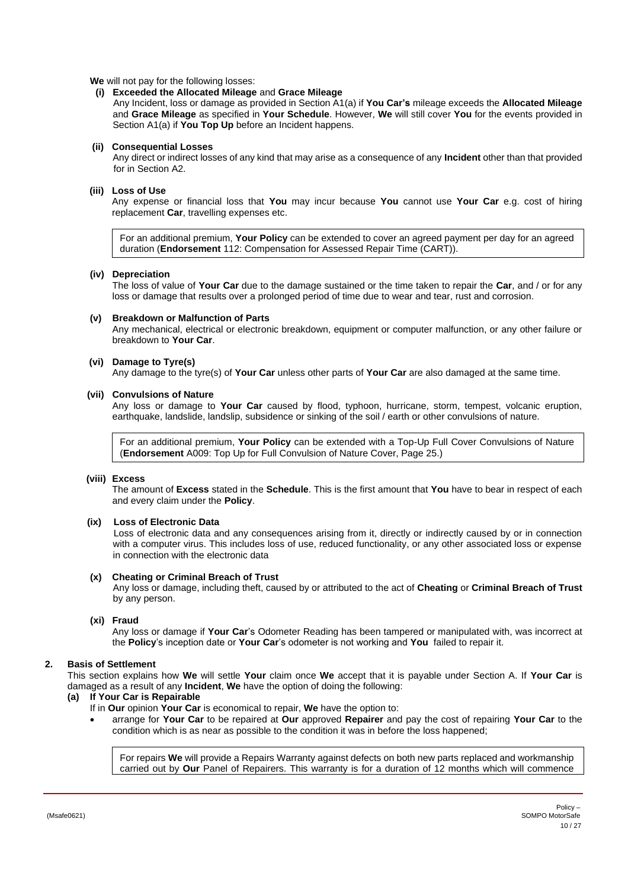**We** will not pay for the following losses:

**(i) Exceeded the Allocated Mileage** and **Grace Mileage**

Any Incident, loss or damage as provided in Section A1(a) if **You Car's** mileage exceeds the **Allocated Mileage** and **Grace Mileage** as specified in **Your Schedule**. However, **We** will still cover **You** for the events provided in Section A1(a) if **You Top Up** before an Incident happens.

**(ii) Consequential Losses**

Any direct or indirect losses of any kind that may arise as a consequence of any **Incident** other than that provided for in Section A2.

**(iii) Loss of Use**

Any expense or financial loss that **You** may incur because **You** cannot use **Your Car** e.g. cost of hiring replacement **Car**, travelling expenses etc.

> For an additional premium, **Your Policy** can be extended to cover an agreed payment per day for an agreed duration (**Endorsement** 112: Compensation for Assessed Repair Time (CART)).

**(iv) Depreciation**

The loss of value of **Your Car** due to the damage sustained or the time taken to repair the **Car**, and / or for any loss or damage that results over a prolonged period of time due to wear and tear, rust and corrosion.

**(v) Breakdown or Malfunction of Parts**

Any mechanical, electrical or electronic breakdown, equipment or computer malfunction, or any other failure or breakdown to **Your Car**.

**(vi) Damage to Tyre(s)**

Any damage to the tyre(s) of **Your Car** unless other parts of **Your Car** are also damaged at the same time.

**(vii) Convulsions of Nature**

Any loss or damage to **Your Car** caused by flood, typhoon, hurricane, storm, tempest, volcanic eruption, earthquake, landslide, landslip, subsidence or sinking of the soil / earth or other convulsions of nature.

> For an additional premium, **Your Policy** can be extended with a Top-Up Full Cover Convulsions of Nature (**Endorsement** A009: Top Up for Full Convulsion of Nature Cover, Page 25.)

**(viii) Excess**

The amount of **Excess** stated in the **Schedule**. This is the first amount that **You** have to bear in respect of each and every claim under the **Policy**.

**(ix) Loss of Electronic Data**

Loss of electronic data and any consequences arising from it, directly or indirectly caused by or in connection with a computer virus. This includes loss of use, reduced functionality, or any other associated loss or expense in connection with the electronic data

**(x) Cheating or Criminal Breach of Trust**

Any loss or damage, including theft, caused by or attributed to the act of **Cheating** or **Criminal Breach of Trust** by any person.

**(xi) Fraud**

Any loss or damage if **Your Car**'s Odometer Reading has been tampered or manipulated with, was incorrect at the **Policy**'s inception date or **Your Car**'s odometer is not working and **You** failed to repair it.

**2. Basis of Settlement**

This section explains how **We** will settle **Your** claim once **We** accept that it is payable under Section A. If **Your Car** is damaged as a result of any **Incident**, **We** have the option of doing the following:

**(a) If Your Car is Repairable**

If in **Our** opinion **Your Car** is economical to repair, **We** have the option to:

- arrange for **Your Car** to be repaired at **Our** approved **Repairer** and pay the cost of repairing **Your Car** to the condition which is as near as possible to the condition it was in before the loss happened;

> For repairs **We** will provide a Repairs Warranty against defects on both new parts replaced and workmanship carried out by **Our** Panel of Repairers. This warranty is for a duration of 12 months which will commence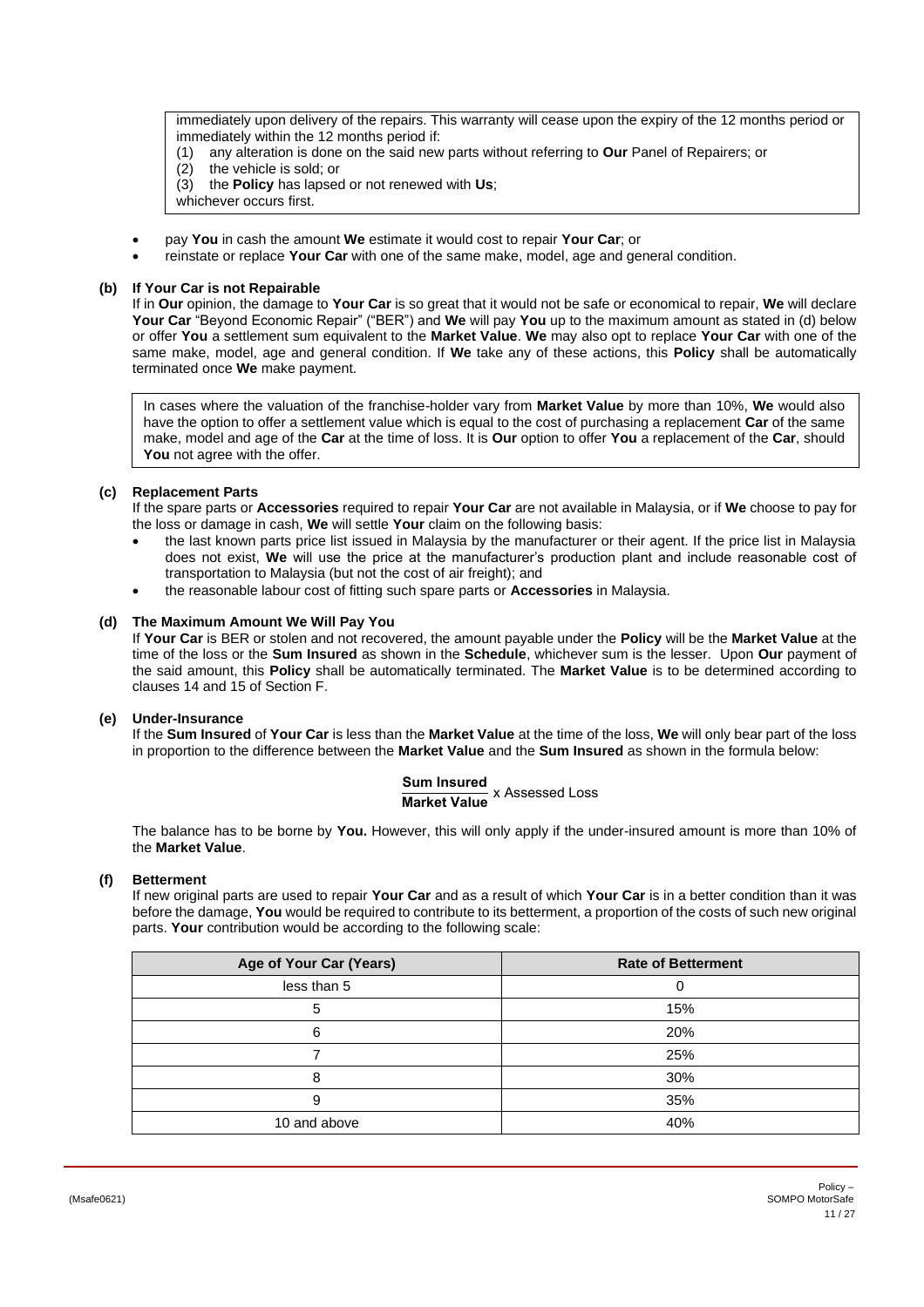immediately upon delivery of the repairs. This warranty will cease upon the expiry of the 12 months period or immediately within the 12 months period if:
(1) any alteration is done on the said new parts without referring to **Our** Panel of Repairers; or
(2) the vehicle is sold; or
(3) the **Policy** has lapsed or not renewed with **Us**;
whichever occurs first.

- pay **You** in cash the amount **We** estimate it would cost to repair **Your Car**; or
- reinstate or replace **Your Car** with one of the same make, model, age and general condition.

**(b) If Your Car is not Repairable**

If in **Our** opinion, the damage to **Your Car** is so great that it would not be safe or economical to repair, **We** will declare **Your Car** "Beyond Economic Repair" ("BER") and **We** will pay **You** up to the maximum amount as stated in (d) below or offer **You** a settlement sum equivalent to the **Market Value**. **We** may also opt to replace **Your Car** with one of the same make, model, age and general condition. If **We** take any of these actions, this **Policy** shall be automatically terminated once **We** make payment.

In cases where the valuation of the franchise-holder vary from **Market Value** by more than 10%, **We** would also have the option to offer a settlement value which is equal to the cost of purchasing a replacement **Car** of the same make, model and age of the **Car** at the time of loss. It is **Our** option to offer **You** a replacement of the **Car**, should **You** not agree with the offer.

**(c) Replacement Parts**

If the spare parts or **Accessories** required to repair **Your Car** are not available in Malaysia, or if **We** choose to pay for the loss or damage in cash, **We** will settle **Your** claim on the following basis:

- the last known parts price list issued in Malaysia by the manufacturer or their agent. If the price list in Malaysia does not exist, **We** will use the price at the manufacturer's production plant and include reasonable cost of transportation to Malaysia (but not the cost of air freight); and
- the reasonable labour cost of fitting such spare parts or **Accessories** in Malaysia.

**(d) The Maximum Amount We Will Pay You**

If **Your Car** is BER or stolen and not recovered, the amount payable under the **Policy** will be the **Market Value** at the time of the loss or the **Sum Insured** as shown in the **Schedule**, whichever sum is the lesser. Upon **Our** payment of the said amount, this **Policy** shall be automatically terminated. The **Market Value** is to be determined according to clauses 14 and 15 of Section F.

**(e) Under-Insurance**

If the **Sum Insured** of **Your Car** is less than the **Market Value** at the time of the loss, **We** will only bear part of the loss in proportion to the difference between the **Market Value** and the **Sum Insured** as shown in the formula below:

$$\frac{\textbf{Sum Insured}}{\textbf{Market Value}} \times \text{Assessed Loss}$$

The balance has to be borne by **You.** However, this will only apply if the under-insured amount is more than 10% of the **Market Value**.

**(f) Betterment**

If new original parts are used to repair **Your Car** and as a result of which **Your Car** is in a better condition than it was before the damage, **You** would be required to contribute to its betterment, a proportion of the costs of such new original parts. **Your** contribution would be according to the following scale:

| Age of Your Car (Years) | Rate of Betterment |
|---|---|
| less than 5 | 0 |
| 5 | 15% |
| 6 | 20% |
| 7 | 25% |
| 8 | 30% |
| 9 | 35% |
| 10 and above | 40% |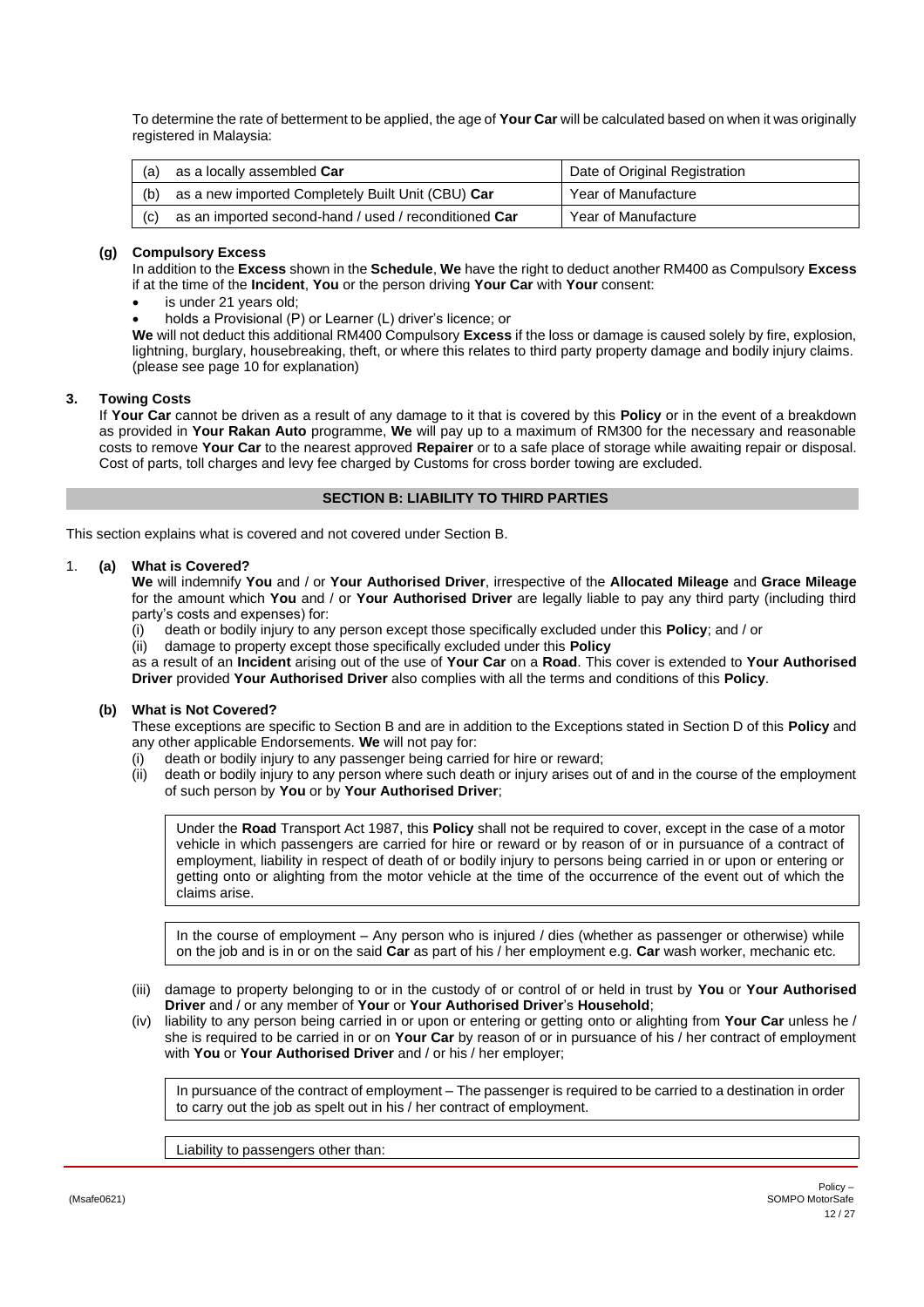To determine the rate of betterment to be applied, the age of **Your Car** will be calculated based on when it was originally registered in Malaysia:

| | | |
|---|---|---|
| (a) | as a locally assembled **Car** | Date of Original Registration |
| (b) | as a new imported Completely Built Unit (CBU) **Car** | Year of Manufacture |
| (c) | as an imported second-hand / used / reconditioned **Car** | Year of Manufacture |

**(g) Compulsory Excess**

In addition to the **Excess** shown in the **Schedule**, **We** have the right to deduct another RM400 as Compulsory **Excess** if at the time of the **Incident**, **You** or the person driving **Your Car** with **Your** consent:

- is under 21 years old;
- holds a Provisional (P) or Learner (L) driver's licence; or

**We** will not deduct this additional RM400 Compulsory **Excess** if the loss or damage is caused solely by fire, explosion, lightning, burglary, housebreaking, theft, or where this relates to third party property damage and bodily injury claims. (please see page 10 for explanation)

**3. Towing Costs**

If **Your Car** cannot be driven as a result of any damage to it that is covered by this **Policy** or in the event of a breakdown as provided in **Your Rakan Auto** programme, **We** will pay up to a maximum of RM300 for the necessary and reasonable costs to remove **Your Car** to the nearest approved **Repairer** or to a safe place of storage while awaiting repair or disposal. Cost of parts, toll charges and levy fee charged by Customs for cross border towing are excluded.

## SECTION B: LIABILITY TO THIRD PARTIES

This section explains what is covered and not covered under Section B.

1. **(a) What is Covered?**

**We** will indemnify **You** and / or **Your Authorised Driver**, irrespective of the **Allocated Mileage** and **Grace Mileage** for the amount which **You** and / or **Your Authorised Driver** are legally liable to pay any third party (including third party's costs and expenses) for:

(i) death or bodily injury to any person except those specifically excluded under this **Policy**; and / or

(ii) damage to property except those specifically excluded under this **Policy**

as a result of an **Incident** arising out of the use of **Your Car** on a **Road**. This cover is extended to **Your Authorised Driver** provided **Your Authorised Driver** also complies with all the terms and conditions of this **Policy**.

**(b) What is Not Covered?**

These exceptions are specific to Section B and are in addition to the Exceptions stated in Section D of this **Policy** and any other applicable Endorsements. **We** will not pay for:

(i) death or bodily injury to any passenger being carried for hire or reward;

(ii) death or bodily injury to any person where such death or injury arises out of and in the course of the employment of such person by **You** or by **Your Authorised Driver**;

> Under the **Road** Transport Act 1987, this **Policy** shall not be required to cover, except in the case of a motor vehicle in which passengers are carried for hire or reward or by reason of or in pursuance of a contract of employment, liability in respect of death of or bodily injury to persons being carried in or upon or entering or getting onto or alighting from the motor vehicle at the time of the occurrence of the event out of which the claims arise.

> In the course of employment – Any person who is injured / dies (whether as passenger or otherwise) while on the job and is in or on the said **Car** as part of his / her employment e.g. **Car** wash worker, mechanic etc.

(iii) damage to property belonging to or in the custody of or control of or held in trust by **You** or **Your Authorised Driver** and / or any member of **Your** or **Your Authorised Driver**'s **Household**;

(iv) liability to any person being carried in or upon or entering or getting onto or alighting from **Your Car** unless he / she is required to be carried in or on **Your Car** by reason of or in pursuance of his / her contract of employment with **You** or **Your Authorised Driver** and / or his / her employer;

> In pursuance of the contract of employment – The passenger is required to be carried to a destination in order to carry out the job as spelt out in his / her contract of employment.

> Liability to passengers other than: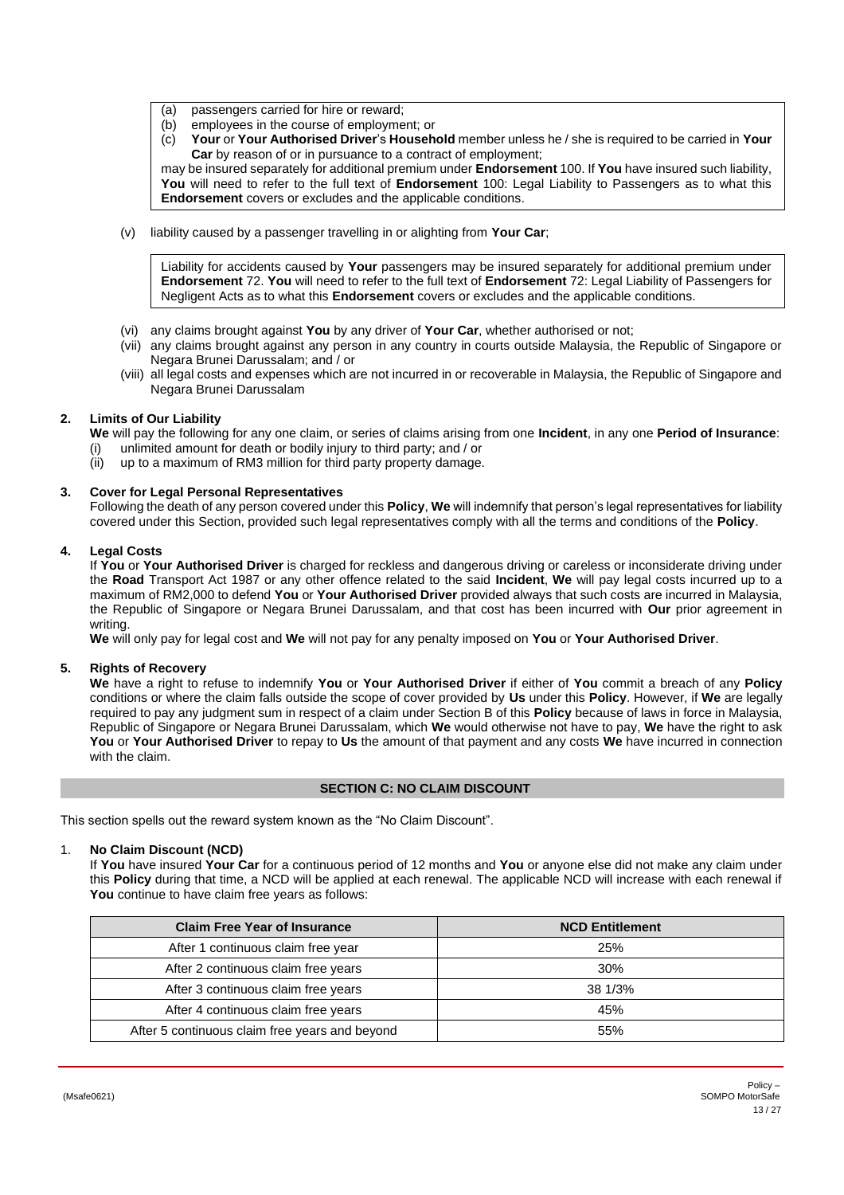> (a) passengers carried for hire or reward;
> (b) employees in the course of employment; or
> (c) **Your** or **Your Authorised Driver**'s **Household** member unless he / she is required to be carried in **Your Car** by reason of or in pursuance to a contract of employment;
>
> may be insured separately for additional premium under **Endorsement** 100. If **You** have insured such liability, **You** will need to refer to the full text of **Endorsement** 100: Legal Liability to Passengers as to what this **Endorsement** covers or excludes and the applicable conditions.

(v) liability caused by a passenger travelling in or alighting from **Your Car**;

> Liability for accidents caused by **Your** passengers may be insured separately for additional premium under **Endorsement** 72. **You** will need to refer to the full text of **Endorsement** 72: Legal Liability of Passengers for Negligent Acts as to what this **Endorsement** covers or excludes and the applicable conditions.

(vi) any claims brought against **You** by any driver of **Your Car**, whether authorised or not;
(vii) any claims brought against any person in any country in courts outside Malaysia, the Republic of Singapore or Negara Brunei Darussalam; and / or
(viii) all legal costs and expenses which are not incurred in or recoverable in Malaysia, the Republic of Singapore and Negara Brunei Darussalam

**2. Limits of Our Liability**

**We** will pay the following for any one claim, or series of claims arising from one **Incident**, in any one **Period of Insurance**:
(i) unlimited amount for death or bodily injury to third party; and / or
(ii) up to a maximum of RM3 million for third party property damage.

**3. Cover for Legal Personal Representatives**

Following the death of any person covered under this **Policy**, **We** will indemnify that person's legal representatives for liability covered under this Section, provided such legal representatives comply with all the terms and conditions of the **Policy**.

**4. Legal Costs**

If **You** or **Your Authorised Driver** is charged for reckless and dangerous driving or careless or inconsiderate driving under the **Road** Transport Act 1987 or any other offence related to the said **Incident**, **We** will pay legal costs incurred up to a maximum of RM2,000 to defend **You** or **Your Authorised Driver** provided always that such costs are incurred in Malaysia, the Republic of Singapore or Negara Brunei Darussalam, and that cost has been incurred with **Our** prior agreement in writing.

**We** will only pay for legal cost and **We** will not pay for any penalty imposed on **You** or **Your Authorised Driver**.

**5. Rights of Recovery**

**We** have a right to refuse to indemnify **You** or **Your Authorised Driver** if either of **You** commit a breach of any **Policy** conditions or where the claim falls outside the scope of cover provided by **Us** under this **Policy**. However, if **We** are legally required to pay any judgment sum in respect of a claim under Section B of this **Policy** because of laws in force in Malaysia, Republic of Singapore or Negara Brunei Darussalam, which **We** would otherwise not have to pay, **We** have the right to ask **You** or **Your Authorised Driver** to repay to **Us** the amount of that payment and any costs **We** have incurred in connection with the claim.

## SECTION C: NO CLAIM DISCOUNT

This section spells out the reward system known as the "No Claim Discount".

1. **No Claim Discount (NCD)**

If **You** have insured **Your Car** for a continuous period of 12 months and **You** or anyone else did not make any claim under this **Policy** during that time, a NCD will be applied at each renewal. The applicable NCD will increase with each renewal if **You** continue to have claim free years as follows:

| Claim Free Year of Insurance | NCD Entitlement |
|---|---|
| After 1 continuous claim free year | 25% |
| After 2 continuous claim free years | 30% |
| After 3 continuous claim free years | 38 1/3% |
| After 4 continuous claim free years | 45% |
| After 5 continuous claim free years and beyond | 55% |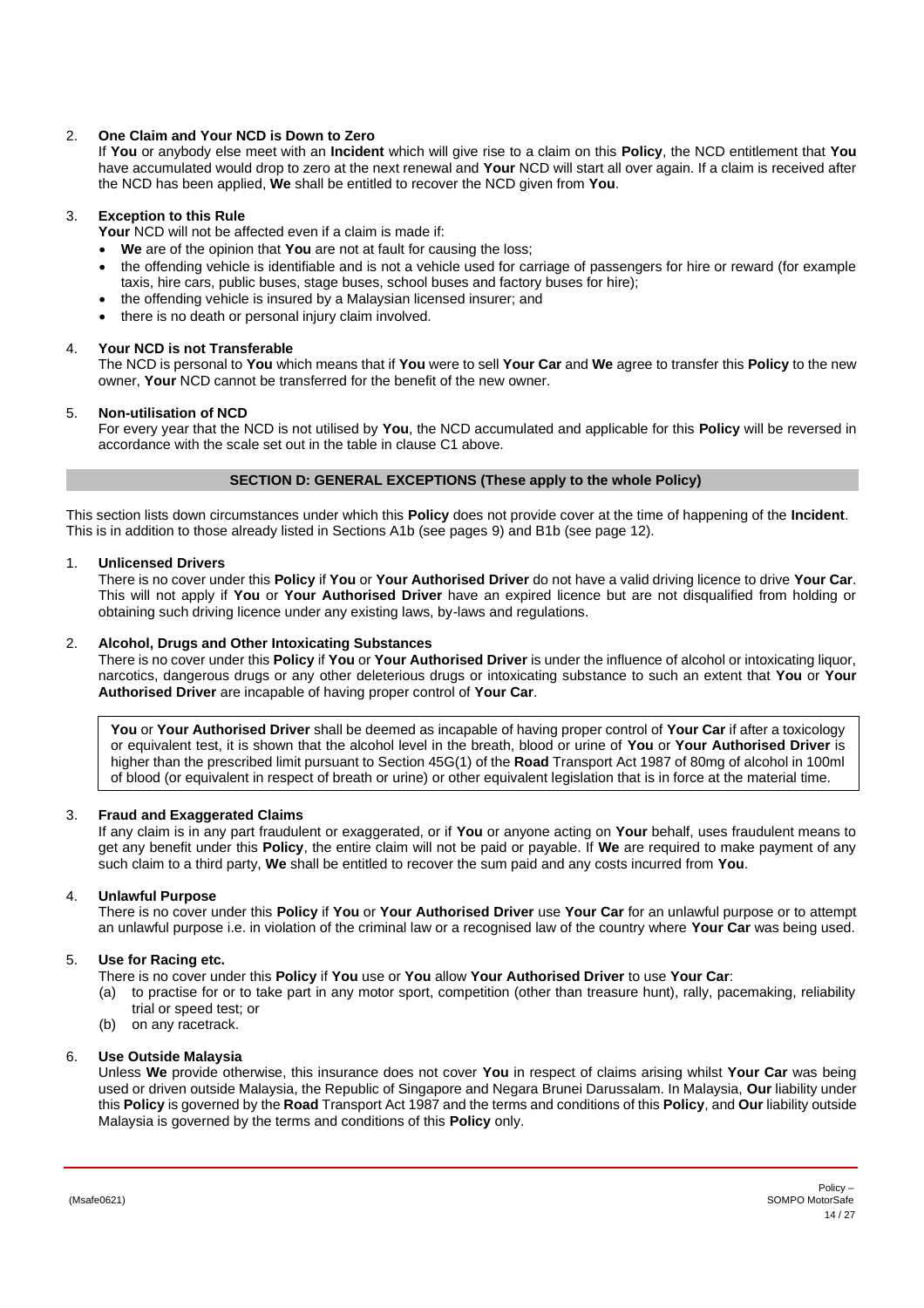2. **One Claim and Your NCD is Down to Zero**
   If **You** or anybody else meet with an **Incident** which will give rise to a claim on this **Policy**, the NCD entitlement that **You** have accumulated would drop to zero at the next renewal and **Your** NCD will start all over again. If a claim is received after the NCD has been applied, **We** shall be entitled to recover the NCD given from **You**.

3. **Exception to this Rule**
   **Your** NCD will not be affected even if a claim is made if:
   - **We** are of the opinion that **You** are not at fault for causing the loss;
   - the offending vehicle is identifiable and is not a vehicle used for carriage of passengers for hire or reward (for example taxis, hire cars, public buses, stage buses, school buses and factory buses for hire);
   - the offending vehicle is insured by a Malaysian licensed insurer; and
   - there is no death or personal injury claim involved.

4. **Your NCD is not Transferable**
   The NCD is personal to **You** which means that if **You** were to sell **Your Car** and **We** agree to transfer this **Policy** to the new owner, **Your** NCD cannot be transferred for the benefit of the new owner.

5. **Non-utilisation of NCD**
   For every year that the NCD is not utilised by **You**, the NCD accumulated and applicable for this **Policy** will be reversed in accordance with the scale set out in the table in clause C1 above.

## SECTION D: GENERAL EXCEPTIONS (These apply to the whole Policy)

This section lists down circumstances under which this **Policy** does not provide cover at the time of happening of the **Incident**. This is in addition to those already listed in Sections A1b (see pages 9) and B1b (see page 12).

1. **Unlicensed Drivers**
   There is no cover under this **Policy** if **You** or **Your Authorised Driver** do not have a valid driving licence to drive **Your Car**. This will not apply if **You** or **Your Authorised Driver** have an expired licence but are not disqualified from holding or obtaining such driving licence under any existing laws, by-laws and regulations.

2. **Alcohol, Drugs and Other Intoxicating Substances**
   There is no cover under this **Policy** if **You** or **Your Authorised Driver** is under the influence of alcohol or intoxicating liquor, narcotics, dangerous drugs or any other deleterious drugs or intoxicating substance to such an extent that **You** or **Your Authorised Driver** are incapable of having proper control of **Your Car**.

   **You** or **Your Authorised Driver** shall be deemed as incapable of having proper control of **Your Car** if after a toxicology or equivalent test, it is shown that the alcohol level in the breath, blood or urine of **You** or **Your Authorised Driver** is higher than the prescribed limit pursuant to Section 45G(1) of the **Road** Transport Act 1987 of 80mg of alcohol in 100ml of blood (or equivalent in respect of breath or urine) or other equivalent legislation that is in force at the material time.

3. **Fraud and Exaggerated Claims**
   If any claim is in any part fraudulent or exaggerated, or if **You** or anyone acting on **Your** behalf, uses fraudulent means to get any benefit under this **Policy**, the entire claim will not be paid or payable. If **We** are required to make payment of any such claim to a third party, **We** shall be entitled to recover the sum paid and any costs incurred from **You**.

4. **Unlawful Purpose**
   There is no cover under this **Policy** if **You** or **Your Authorised Driver** use **Your Car** for an unlawful purpose or to attempt an unlawful purpose i.e. in violation of the criminal law or a recognised law of the country where **Your Car** was being used.

5. **Use for Racing etc.**
   There is no cover under this **Policy** if **You** use or **You** allow **Your Authorised Driver** to use **Your Car**:
   (a) to practise for or to take part in any motor sport, competition (other than treasure hunt), rally, pacemaking, reliability trial or speed test; or
   (b) on any racetrack.

6. **Use Outside Malaysia**
   Unless **We** provide otherwise, this insurance does not cover **You** in respect of claims arising whilst **Your Car** was being used or driven outside Malaysia, the Republic of Singapore and Negara Brunei Darussalam. In Malaysia, **Our** liability under this **Policy** is governed by the **Road** Transport Act 1987 and the terms and conditions of this **Policy**, and **Our** liability outside Malaysia is governed by the terms and conditions of this **Policy** only.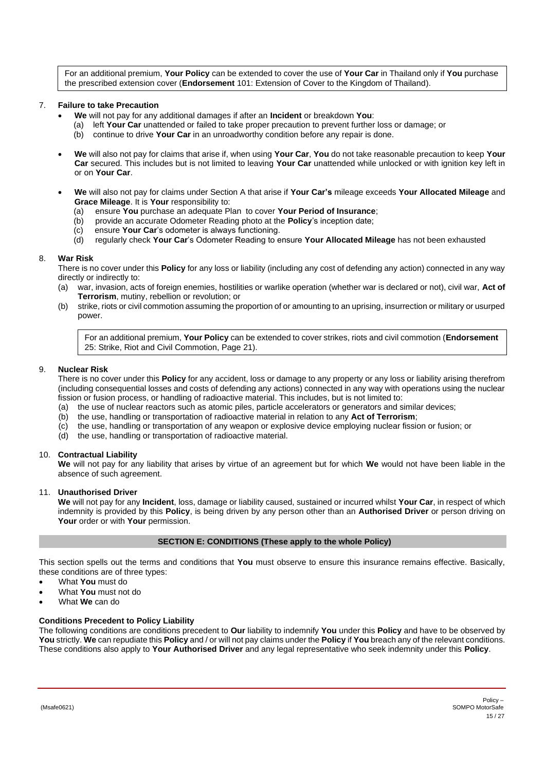> For an additional premium, **Your Policy** can be extended to cover the use of **Your Car** in Thailand only if **You** purchase the prescribed extension cover (**Endorsement** 101: Extension of Cover to the Kingdom of Thailand).

7. **Failure to take Precaution**
   - **We** will not pay for any additional damages if after an **Incident** or breakdown **You**:
     (a) left **Your Car** unattended or failed to take proper precaution to prevent further loss or damage; or
     (b) continue to drive **Your Car** in an unroadworthy condition before any repair is done.
   - **We** will also not pay for claims that arise if, when using **Your Car**, **You** do not take reasonable precaution to keep **Your Car** secured. This includes but is not limited to leaving **Your Car** unattended while unlocked or with ignition key left in or on **Your Car**.
   - **We** will also not pay for claims under Section A that arise if **Your Car's** mileage exceeds **Your Allocated Mileage** and **Grace Mileage**. It is **Your** responsibility to:
     (a) ensure **You** purchase an adequate Plan to cover **Your Period of Insurance**;
     (b) provide an accurate Odometer Reading photo at the **Policy**'s inception date;
     (c) ensure **Your Car**'s odometer is always functioning.
     (d) regularly check **Your Car**'s Odometer Reading to ensure **Your Allocated Mileage** has not been exhausted

8. **War Risk**
   There is no cover under this **Policy** for any loss or liability (including any cost of defending any action) connected in any way directly or indirectly to:
   (a) war, invasion, acts of foreign enemies, hostilities or warlike operation (whether war is declared or not), civil war, **Act of Terrorism**, mutiny, rebellion or revolution; or
   (b) strike, riots or civil commotion assuming the proportion of or amounting to an uprising, insurrection or military or usurped power.

   > For an additional premium, **Your Policy** can be extended to cover strikes, riots and civil commotion (**Endorsement** 25: Strike, Riot and Civil Commotion, Page 21).

9. **Nuclear Risk**
   There is no cover under this **Policy** for any accident, loss or damage to any property or any loss or liability arising therefrom (including consequential losses and costs of defending any actions) connected in any way with operations using the nuclear fission or fusion process, or handling of radioactive material. This includes, but is not limited to:
   (a) the use of nuclear reactors such as atomic piles, particle accelerators or generators and similar devices;
   (b) the use, handling or transportation of radioactive material in relation to any **Act of Terrorism**;
   (c) the use, handling or transportation of any weapon or explosive device employing nuclear fission or fusion; or
   (d) the use, handling or transportation of radioactive material.

10. **Contractual Liability**
    **We** will not pay for any liability that arises by virtue of an agreement but for which **We** would not have been liable in the absence of such agreement.

11. **Unauthorised Driver**
    **We** will not pay for any **Incident**, loss, damage or liability caused, sustained or incurred whilst **Your Car**, in respect of which indemnity is provided by this **Policy**, is being driven by any person other than an **Authorised Driver** or person driving on **Your** order or with **Your** permission.

## SECTION E: CONDITIONS (These apply to the whole Policy)

This section spells out the terms and conditions that **You** must observe to ensure this insurance remains effective. Basically, these conditions are of three types:

- What **You** must do
- What **You** must not do
- What **We** can do

### Conditions Precedent to Policy Liability

The following conditions are conditions precedent to **Our** liability to indemnify **You** under this **Policy** and have to be observed by **You** strictly. **We** can repudiate this **Policy** and / or will not pay claims under the **Policy** if **You** breach any of the relevant conditions. These conditions also apply to **Your Authorised Driver** and any legal representative who seek indemnity under this **Policy**.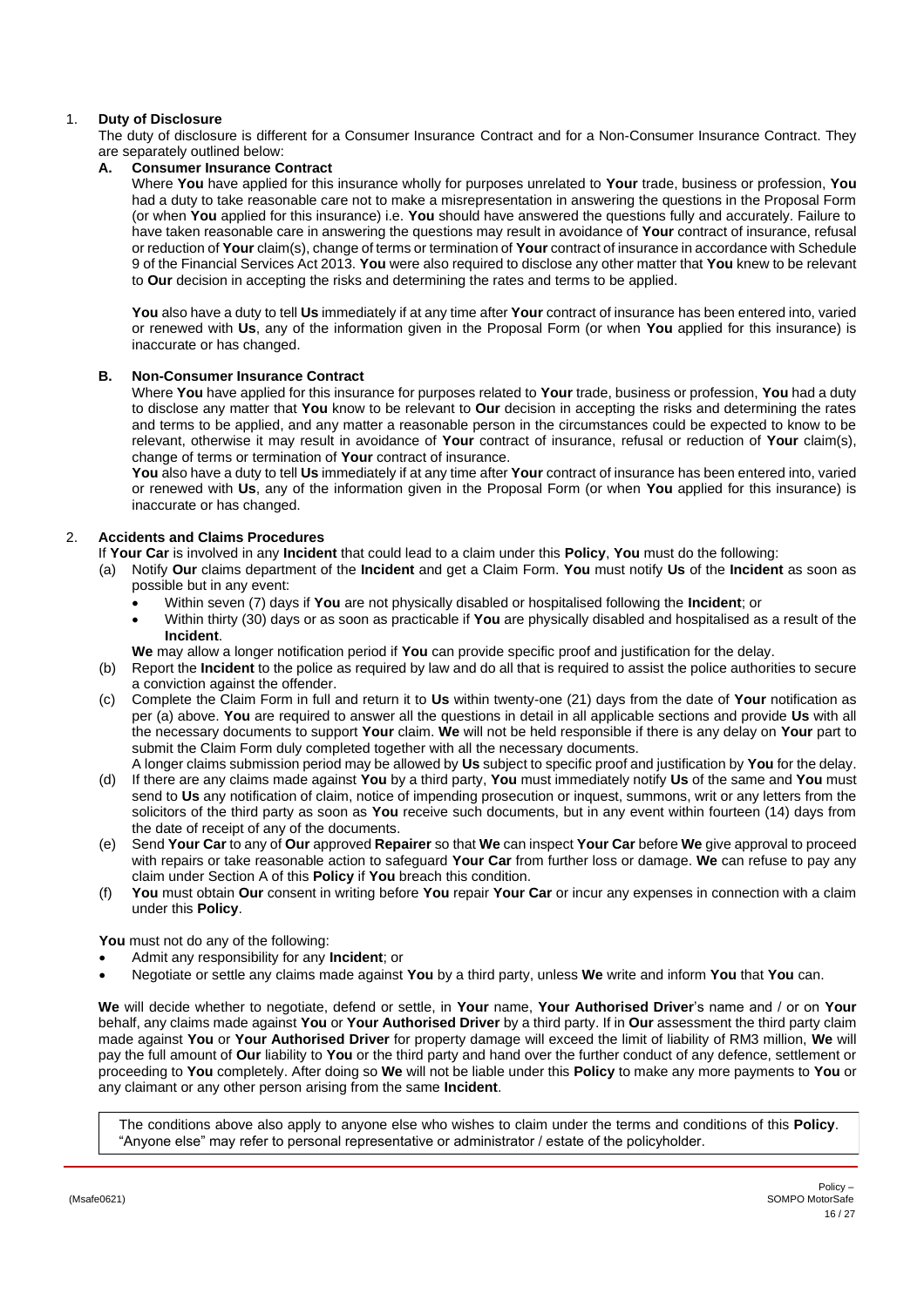1. **Duty of Disclosure**

The duty of disclosure is different for a Consumer Insurance Contract and for a Non-Consumer Insurance Contract. They are separately outlined below:

**A. Consumer Insurance Contract**

Where **You** have applied for this insurance wholly for purposes unrelated to **Your** trade, business or profession, **You** had a duty to take reasonable care not to make a misrepresentation in answering the questions in the Proposal Form (or when **You** applied for this insurance) i.e. **You** should have answered the questions fully and accurately. Failure to have taken reasonable care in answering the questions may result in avoidance of **Your** contract of insurance, refusal or reduction of **Your** claim(s), change of terms or termination of **Your** contract of insurance in accordance with Schedule 9 of the Financial Services Act 2013. **You** were also required to disclose any other matter that **You** knew to be relevant to **Our** decision in accepting the risks and determining the rates and terms to be applied.

**You** also have a duty to tell **Us** immediately if at any time after **Your** contract of insurance has been entered into, varied or renewed with **Us**, any of the information given in the Proposal Form (or when **You** applied for this insurance) is inaccurate or has changed.

**B. Non-Consumer Insurance Contract**

Where **You** have applied for this insurance for purposes related to **Your** trade, business or profession, **You** had a duty to disclose any matter that **You** know to be relevant to **Our** decision in accepting the risks and determining the rates and terms to be applied, and any matter a reasonable person in the circumstances could be expected to know to be relevant, otherwise it may result in avoidance of **Your** contract of insurance, refusal or reduction of **Your** claim(s), change of terms or termination of **Your** contract of insurance.

**You** also have a duty to tell **Us** immediately if at any time after **Your** contract of insurance has been entered into, varied or renewed with **Us**, any of the information given in the Proposal Form (or when **You** applied for this insurance) is inaccurate or has changed.

2. **Accidents and Claims Procedures**

If **Your Car** is involved in any **Incident** that could lead to a claim under this **Policy**, **You** must do the following:

(a) Notify **Our** claims department of the **Incident** and get a Claim Form. **You** must notify **Us** of the **Incident** as soon as possible but in any event:
- Within seven (7) days if **You** are not physically disabled or hospitalised following the **Incident**; or
- Within thirty (30) days or as soon as practicable if **You** are physically disabled and hospitalised as a result of the **Incident**.

**We** may allow a longer notification period if **You** can provide specific proof and justification for the delay.

(b) Report the **Incident** to the police as required by law and do all that is required to assist the police authorities to secure a conviction against the offender.

(c) Complete the Claim Form in full and return it to **Us** within twenty-one (21) days from the date of **Your** notification as per (a) above. **You** are required to answer all the questions in detail in all applicable sections and provide **Us** with all the necessary documents to support **Your** claim. **We** will not be held responsible if there is any delay on **Your** part to submit the Claim Form duly completed together with all the necessary documents.
A longer claims submission period may be allowed by **Us** subject to specific proof and justification by **You** for the delay.

(d) If there are any claims made against **You** by a third party, **You** must immediately notify **Us** of the same and **You** must send to **Us** any notification of claim, notice of impending prosecution or inquest, summons, writ or any letters from the solicitors of the third party as soon as **You** receive such documents, but in any event within fourteen (14) days from the date of receipt of any of the documents.

(e) Send **Your Car** to any of **Our** approved **Repairer** so that **We** can inspect **Your Car** before **We** give approval to proceed with repairs or take reasonable action to safeguard **Your Car** from further loss or damage. **We** can refuse to pay any claim under Section A of this **Policy** if **You** breach this condition.

(f) **You** must obtain **Our** consent in writing before **You** repair **Your Car** or incur any expenses in connection with a claim under this **Policy**.

**You** must not do any of the following:
- Admit any responsibility for any **Incident**; or
- Negotiate or settle any claims made against **You** by a third party, unless **We** write and inform **You** that **You** can.

**We** will decide whether to negotiate, defend or settle, in **Your** name, **Your Authorised Driver**'s name and / or on **Your** behalf, any claims made against **You** or **Your Authorised Driver** by a third party. If in **Our** assessment the third party claim made against **You** or **Your Authorised Driver** for property damage will exceed the limit of liability of RM3 million, **We** will pay the full amount of **Our** liability to **You** or the third party and hand over the further conduct of any defence, settlement or proceeding to **You** completely. After doing so **We** will not be liable under this **Policy** to make any more payments to **You** or any claimant or any other person arising from the same **Incident**.

The conditions above also apply to anyone else who wishes to claim under the terms and conditions of this **Policy**. "Anyone else" may refer to personal representative or administrator / estate of the policyholder.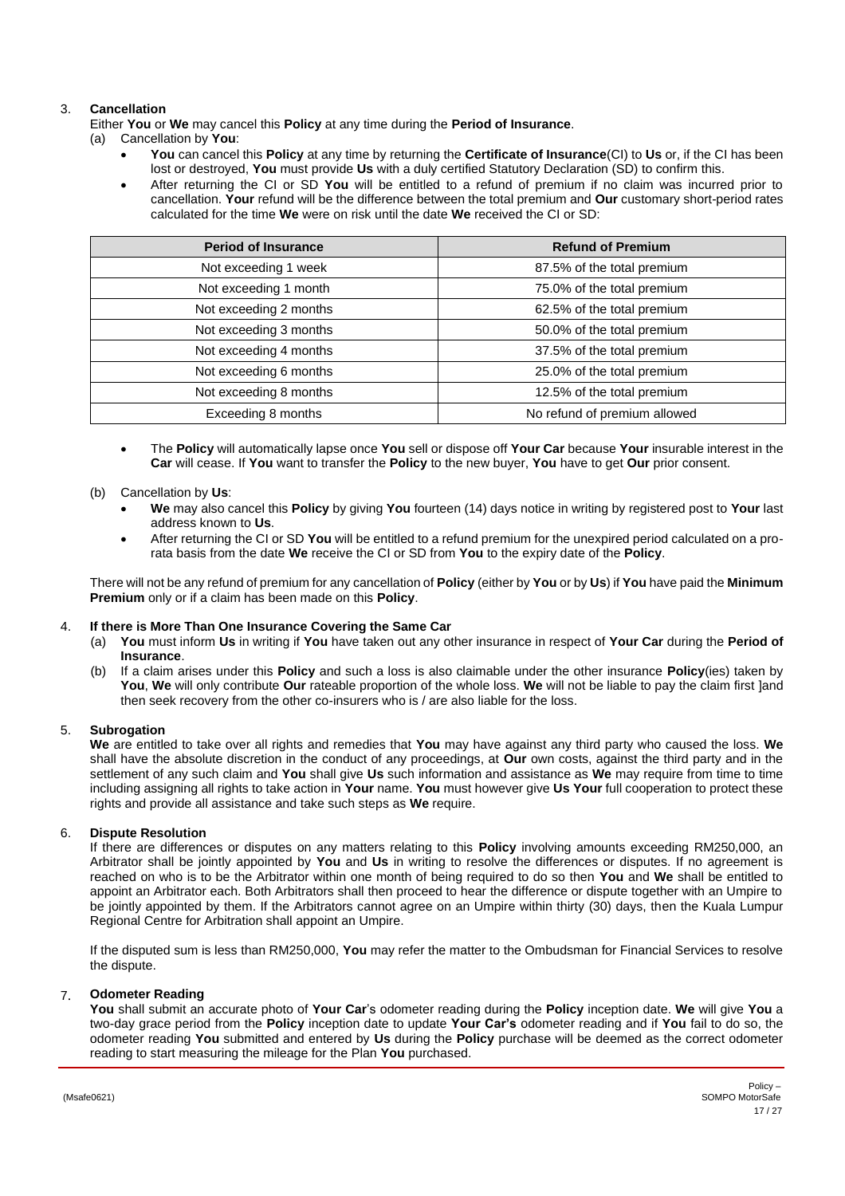3. **Cancellation**

Either **You** or **We** may cancel this **Policy** at any time during the **Period of Insurance**.

(a) Cancellation by **You**:

- **You** can cancel this **Policy** at any time by returning the **Certificate of Insurance**(CI) to **Us** or, if the CI has been lost or destroyed, **You** must provide **Us** with a duly certified Statutory Declaration (SD) to confirm this.
- After returning the CI or SD **You** will be entitled to a refund of premium if no claim was incurred prior to cancellation. **Your** refund will be the difference between the total premium and **Our** customary short-period rates calculated for the time **We** were on risk until the date **We** received the CI or SD:

| Period of Insurance | Refund of Premium |
| --- | --- |
| Not exceeding 1 week | 87.5% of the total premium |
| Not exceeding 1 month | 75.0% of the total premium |
| Not exceeding 2 months | 62.5% of the total premium |
| Not exceeding 3 months | 50.0% of the total premium |
| Not exceeding 4 months | 37.5% of the total premium |
| Not exceeding 6 months | 25.0% of the total premium |
| Not exceeding 8 months | 12.5% of the total premium |
| Exceeding 8 months | No refund of premium allowed |

- The **Policy** will automatically lapse once **You** sell or dispose off **Your Car** because **Your** insurable interest in the **Car** will cease. If **You** want to transfer the **Policy** to the new buyer, **You** have to get **Our** prior consent.

(b) Cancellation by **Us**:

- **We** may also cancel this **Policy** by giving **You** fourteen (14) days notice in writing by registered post to **Your** last address known to **Us**.
- After returning the CI or SD **You** will be entitled to a refund premium for the unexpired period calculated on a pro-rata basis from the date **We** receive the CI or SD from **You** to the expiry date of the **Policy**.

There will not be any refund of premium for any cancellation of **Policy** (either by **You** or by **Us**) if **You** have paid the **Minimum Premium** only or if a claim has been made on this **Policy**.

4. **If there is More Than One Insurance Covering the Same Car**

(a) **You** must inform **Us** in writing if **You** have taken out any other insurance in respect of **Your Car** during the **Period of Insurance**.

(b) If a claim arises under this **Policy** and such a loss is also claimable under the other insurance **Policy**(ies) taken by **You**, **We** will only contribute **Our** rateable proportion of the whole loss. **We** will not be liable to pay the claim first ]and then seek recovery from the other co-insurers who is / are also liable for the loss.

5. **Subrogation**

**We** are entitled to take over all rights and remedies that **You** may have against any third party who caused the loss. **We** shall have the absolute discretion in the conduct of any proceedings, at **Our** own costs, against the third party and in the settlement of any such claim and **You** shall give **Us** such information and assistance as **We** may require from time to time including assigning all rights to take action in **Your** name. **You** must however give **Us Your** full cooperation to protect these rights and provide all assistance and take such steps as **We** require.

6. **Dispute Resolution**

If there are differences or disputes on any matters relating to this **Policy** involving amounts exceeding RM250,000, an Arbitrator shall be jointly appointed by **You** and **Us** in writing to resolve the differences or disputes. If no agreement is reached on who is to be the Arbitrator within one month of being required to do so then **You** and **We** shall be entitled to appoint an Arbitrator each. Both Arbitrators shall then proceed to hear the difference or dispute together with an Umpire to be jointly appointed by them. If the Arbitrators cannot agree on an Umpire within thirty (30) days, then the Kuala Lumpur Regional Centre for Arbitration shall appoint an Umpire.

If the disputed sum is less than RM250,000, **You** may refer the matter to the Ombudsman for Financial Services to resolve the dispute.

7. **Odometer Reading**

**You** shall submit an accurate photo of **Your Car**'s odometer reading during the **Policy** inception date. **We** will give **You** a two-day grace period from the **Policy** inception date to update **Your Car's** odometer reading and if **You** fail to do so, the odometer reading **You** submitted and entered by **Us** during the **Policy** purchase will be deemed as the correct odometer reading to start measuring the mileage for the Plan **You** purchased.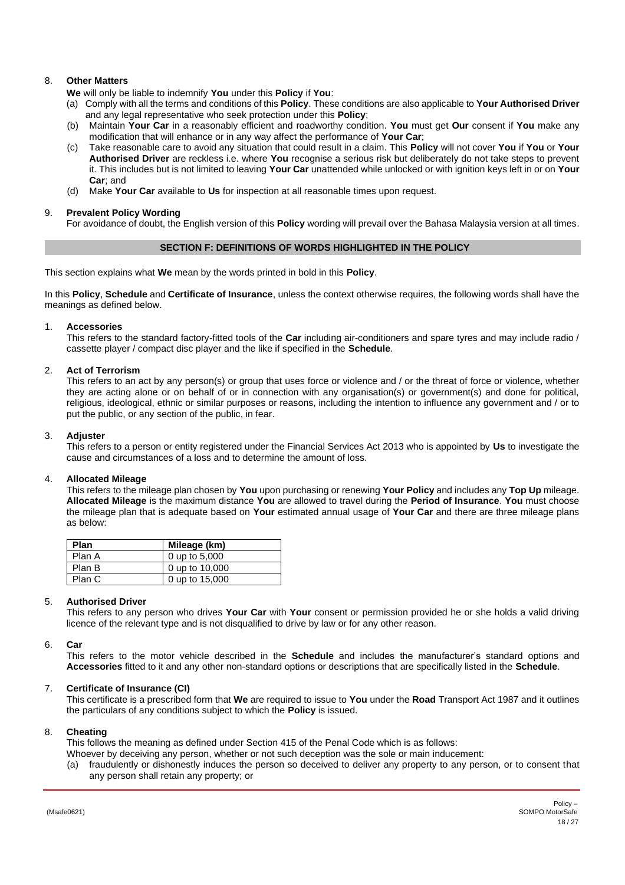8. **Other Matters**

   **We** will only be liable to indemnify **You** under this **Policy** if **You**:

   (a) Comply with all the terms and conditions of this **Policy**. These conditions are also applicable to **Your Authorised Driver** and any legal representative who seek protection under this **Policy**;

   (b) Maintain **Your Car** in a reasonably efficient and roadworthy condition. **You** must get **Our** consent if **You** make any modification that will enhance or in any way affect the performance of **Your Car**;

   (c) Take reasonable care to avoid any situation that could result in a claim. This **Policy** will not cover **You** if **You** or **Your Authorised Driver** are reckless i.e. where **You** recognise a serious risk but deliberately do not take steps to prevent it. This includes but is not limited to leaving **Your Car** unattended while unlocked or with ignition keys left in or on **Your Car**; and

   (d) Make **Your Car** available to **Us** for inspection at all reasonable times upon request.

9. **Prevalent Policy Wording**

   For avoidance of doubt, the English version of this **Policy** wording will prevail over the Bahasa Malaysia version at all times.

## SECTION F: DEFINITIONS OF WORDS HIGHLIGHTED IN THE POLICY

This section explains what **We** mean by the words printed in bold in this **Policy**.

In this **Policy**, **Schedule** and **Certificate of Insurance**, unless the context otherwise requires, the following words shall have the meanings as defined below.

1. **Accessories**

   This refers to the standard factory-fitted tools of the **Car** including air-conditioners and spare tyres and may include radio / cassette player / compact disc player and the like if specified in the **Schedule**.

2. **Act of Terrorism**

   This refers to an act by any person(s) or group that uses force or violence and / or the threat of force or violence, whether they are acting alone or on behalf of or in connection with any organisation(s) or government(s) and done for political, religious, ideological, ethnic or similar purposes or reasons, including the intention to influence any government and / or to put the public, or any section of the public, in fear.

3. **Adjuster**

   This refers to a person or entity registered under the Financial Services Act 2013 who is appointed by **Us** to investigate the cause and circumstances of a loss and to determine the amount of loss.

4. **Allocated Mileage**

   This refers to the mileage plan chosen by **You** upon purchasing or renewing **Your Policy** and includes any **Top Up** mileage. **Allocated Mileage** is the maximum distance **You** are allowed to travel during the **Period of Insurance**. **You** must choose the mileage plan that is adequate based on **Your** estimated annual usage of **Your Car** and there are three mileage plans as below:

   | Plan | Mileage (km) |
   | --- | --- |
   | Plan A | 0 up to 5,000 |
   | Plan B | 0 up to 10,000 |
   | Plan C | 0 up to 15,000 |

5. **Authorised Driver**

   This refers to any person who drives **Your Car** with **Your** consent or permission provided he or she holds a valid driving licence of the relevant type and is not disqualified to drive by law or for any other reason.

6. **Car**

   This refers to the motor vehicle described in the **Schedule** and includes the manufacturer's standard options and **Accessories** fitted to it and any other non-standard options or descriptions that are specifically listed in the **Schedule**.

7. **Certificate of Insurance (CI)**

   This certificate is a prescribed form that **We** are required to issue to **You** under the **Road** Transport Act 1987 and it outlines the particulars of any conditions subject to which the **Policy** is issued.

8. **Cheating**

   This follows the meaning as defined under Section 415 of the Penal Code which is as follows:

   Whoever by deceiving any person, whether or not such deception was the sole or main inducement:

   (a) fraudulently or dishonestly induces the person so deceived to deliver any property to any person, or to consent that any person shall retain any property; or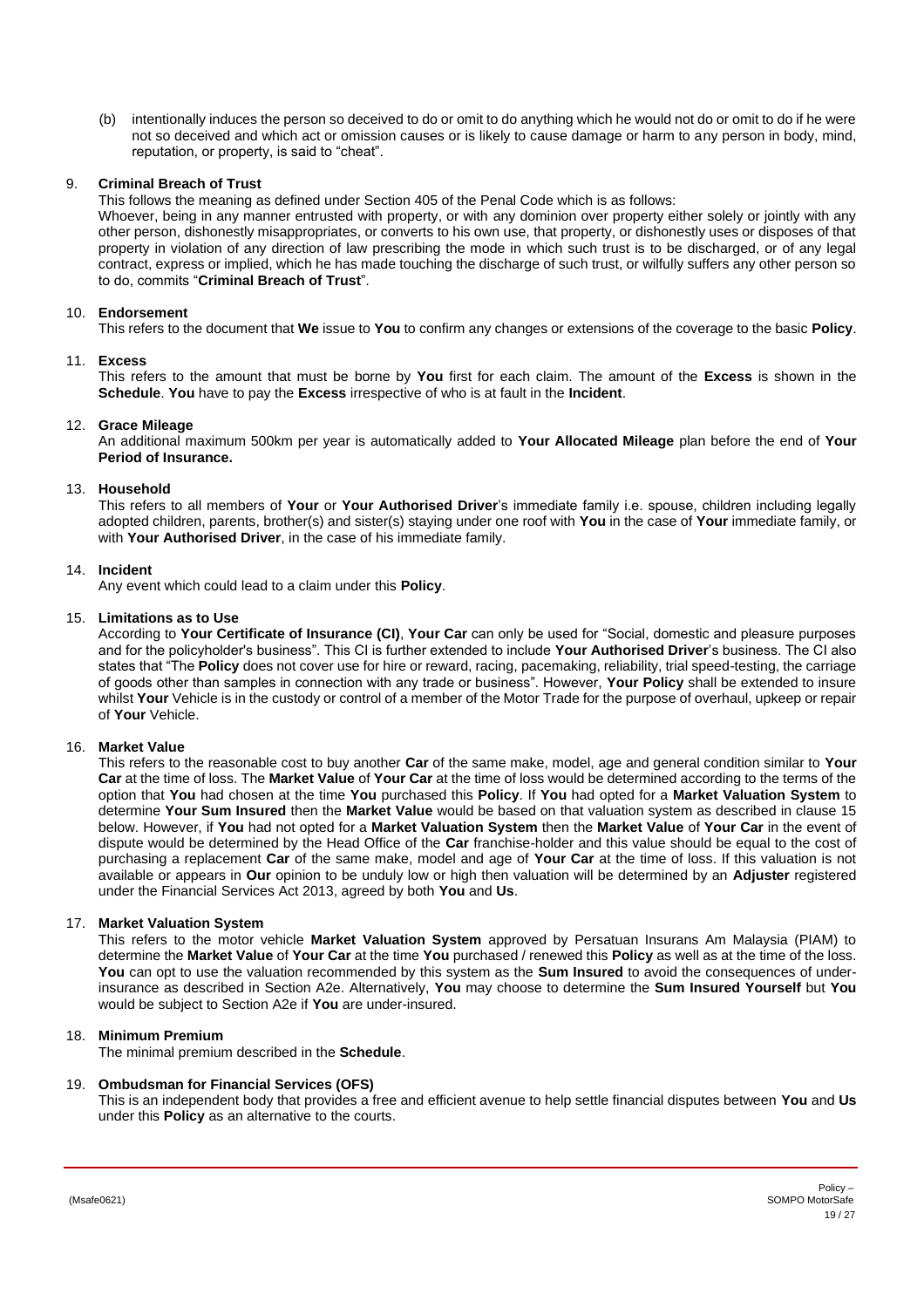(b) intentionally induces the person so deceived to do or omit to do anything which he would not do or omit to do if he were not so deceived and which act or omission causes or is likely to cause damage or harm to any person in body, mind, reputation, or property, is said to "cheat".

9. **Criminal Breach of Trust**

This follows the meaning as defined under Section 405 of the Penal Code which is as follows:

Whoever, being in any manner entrusted with property, or with any dominion over property either solely or jointly with any other person, dishonestly misappropriates, or converts to his own use, that property, or dishonestly uses or disposes of that property in violation of any direction of law prescribing the mode in which such trust is to be discharged, or of any legal contract, express or implied, which he has made touching the discharge of such trust, or wilfully suffers any other person so to do, commits "**Criminal Breach of Trust**".

10. **Endorsement**

This refers to the document that **We** issue to **You** to confirm any changes or extensions of the coverage to the basic **Policy**.

11. **Excess**

This refers to the amount that must be borne by **You** first for each claim. The amount of the **Excess** is shown in the **Schedule**. **You** have to pay the **Excess** irrespective of who is at fault in the **Incident**.

12. **Grace Mileage**

An additional maximum 500km per year is automatically added to **Your Allocated Mileage** plan before the end of **Your Period of Insurance.**

13. **Household**

This refers to all members of **Your** or **Your Authorised Driver**'s immediate family i.e. spouse, children including legally adopted children, parents, brother(s) and sister(s) staying under one roof with **You** in the case of **Your** immediate family, or with **Your Authorised Driver**, in the case of his immediate family.

14. **Incident**

Any event which could lead to a claim under this **Policy**.

15. **Limitations as to Use**

According to **Your Certificate of Insurance (CI)**, **Your Car** can only be used for "Social, domestic and pleasure purposes and for the policyholder's business". This CI is further extended to include **Your Authorised Driver**'s business. The CI also states that "The **Policy** does not cover use for hire or reward, racing, pacemaking, reliability, trial speed-testing, the carriage of goods other than samples in connection with any trade or business". However, **Your Policy** shall be extended to insure whilst **Your** Vehicle is in the custody or control of a member of the Motor Trade for the purpose of overhaul, upkeep or repair of **Your** Vehicle.

16. **Market Value**

This refers to the reasonable cost to buy another **Car** of the same make, model, age and general condition similar to **Your Car** at the time of loss. The **Market Value** of **Your Car** at the time of loss would be determined according to the terms of the option that **You** had chosen at the time **You** purchased this **Policy**. If **You** had opted for a **Market Valuation System** to determine **Your Sum Insured** then the **Market Value** would be based on that valuation system as described in clause 15 below. However, if **You** had not opted for a **Market Valuation System** then the **Market Value** of **Your Car** in the event of dispute would be determined by the Head Office of the **Car** franchise-holder and this value should be equal to the cost of purchasing a replacement **Car** of the same make, model and age of **Your Car** at the time of loss. If this valuation is not available or appears in **Our** opinion to be unduly low or high then valuation will be determined by an **Adjuster** registered under the Financial Services Act 2013, agreed by both **You** and **Us**.

17. **Market Valuation System**

This refers to the motor vehicle **Market Valuation System** approved by Persatuan Insurans Am Malaysia (PIAM) to determine the **Market Value** of **Your Car** at the time **You** purchased / renewed this **Policy** as well as at the time of the loss. **You** can opt to use the valuation recommended by this system as the **Sum Insured** to avoid the consequences of under-insurance as described in Section A2e. Alternatively, **You** may choose to determine the **Sum Insured Yourself** but **You** would be subject to Section A2e if **You** are under-insured.

18. **Minimum Premium**

The minimal premium described in the **Schedule**.

19. **Ombudsman for Financial Services (OFS)**

This is an independent body that provides a free and efficient avenue to help settle financial disputes between **You** and **Us** under this **Policy** as an alternative to the courts.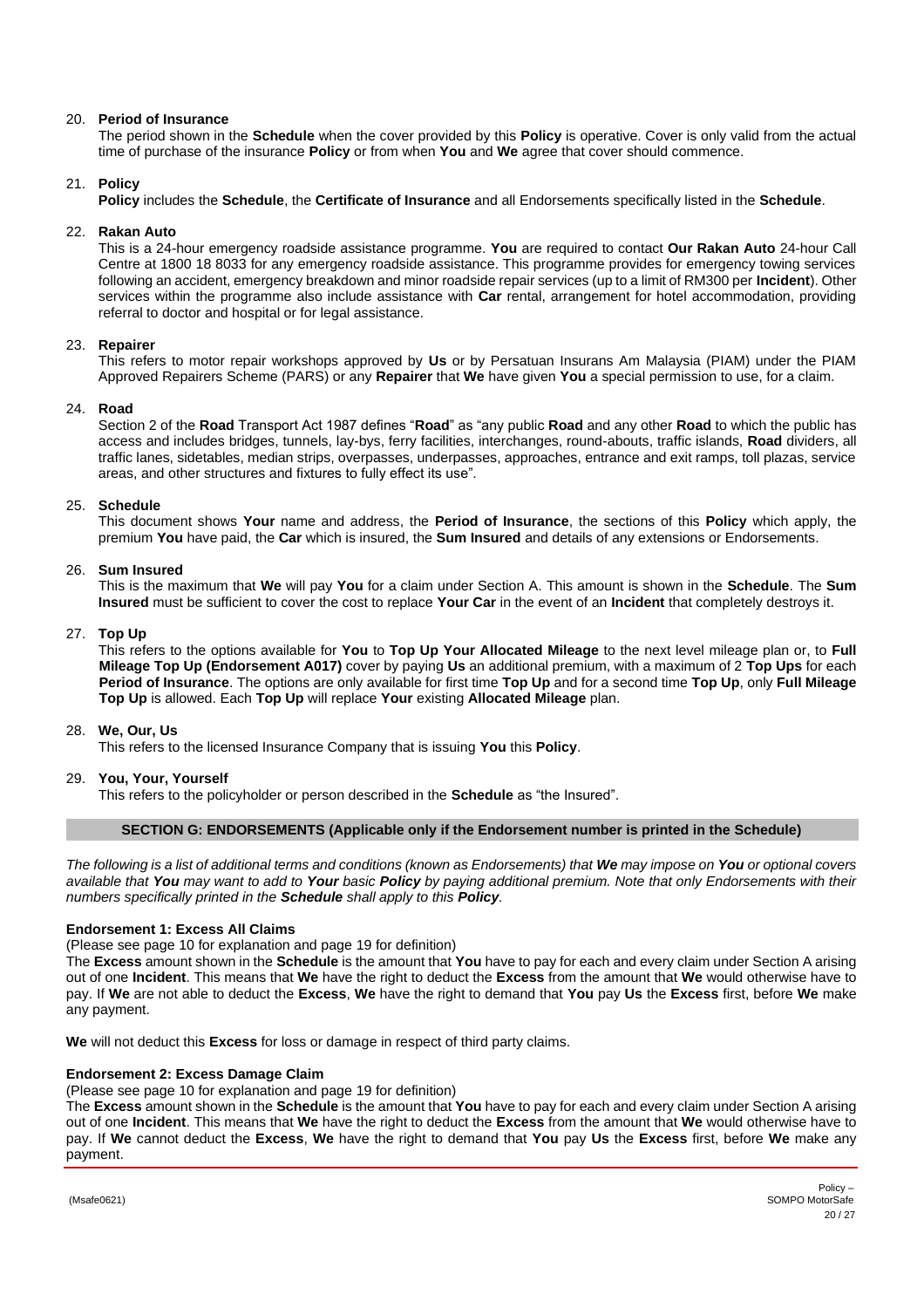20. **Period of Insurance**
    The period shown in the **Schedule** when the cover provided by this **Policy** is operative. Cover is only valid from the actual time of purchase of the insurance **Policy** or from when **You** and **We** agree that cover should commence.

21. **Policy**
    **Policy** includes the **Schedule**, the **Certificate of Insurance** and all Endorsements specifically listed in the **Schedule**.

22. **Rakan Auto**
    This is a 24-hour emergency roadside assistance programme. **You** are required to contact **Our Rakan Auto** 24-hour Call Centre at 1800 18 8033 for any emergency roadside assistance. This programme provides for emergency towing services following an accident, emergency breakdown and minor roadside repair services (up to a limit of RM300 per **Incident**). Other services within the programme also include assistance with **Car** rental, arrangement for hotel accommodation, providing referral to doctor and hospital or for legal assistance.

23. **Repairer**
    This refers to motor repair workshops approved by **Us** or by Persatuan Insurans Am Malaysia (PIAM) under the PIAM Approved Repairers Scheme (PARS) or any **Repairer** that **We** have given **You** a special permission to use, for a claim.

24. **Road**
    Section 2 of the **Road** Transport Act 1987 defines "**Road**" as "any public **Road** and any other **Road** to which the public has access and includes bridges, tunnels, lay-bys, ferry facilities, interchanges, round-abouts, traffic islands, **Road** dividers, all traffic lanes, sidetables, median strips, overpasses, underpasses, approaches, entrance and exit ramps, toll plazas, service areas, and other structures and fixtures to fully effect its use".

25. **Schedule**
    This document shows **Your** name and address, the **Period of Insurance**, the sections of this **Policy** which apply, the premium **You** have paid, the **Car** which is insured, the **Sum Insured** and details of any extensions or Endorsements.

26. **Sum Insured**
    This is the maximum that **We** will pay **You** for a claim under Section A. This amount is shown in the **Schedule**. The **Sum Insured** must be sufficient to cover the cost to replace **Your Car** in the event of an **Incident** that completely destroys it.

27. **Top Up**
    This refers to the options available for **You** to **Top Up Your Allocated Mileage** to the next level mileage plan or, to **Full Mileage Top Up (Endorsement A017)** cover by paying **Us** an additional premium, with a maximum of 2 **Top Ups** for each **Period of Insurance**. The options are only available for first time **Top Up** and for a second time **Top Up**, only **Full Mileage Top Up** is allowed. Each **Top Up** will replace **Your** existing **Allocated Mileage** plan.

28. **We, Our, Us**
    This refers to the licensed Insurance Company that is issuing **You** this **Policy**.

29. **You, Your, Yourself**
    This refers to the policyholder or person described in the **Schedule** as "the Insured".

## SECTION G: ENDORSEMENTS (Applicable only if the Endorsement number is printed in the Schedule)

*The following is a list of additional terms and conditions (known as Endorsements) that **We** may impose on **You** or optional covers available that **You** may want to add to **Your** basic **Policy** by paying additional premium. Note that only Endorsements with their numbers specifically printed in the **Schedule** shall apply to this **Policy**.*

**Endorsement 1: Excess All Claims**

(Please see page 10 for explanation and page 19 for definition)

The **Excess** amount shown in the **Schedule** is the amount that **You** have to pay for each and every claim under Section A arising out of one **Incident**. This means that **We** have the right to deduct the **Excess** from the amount that **We** would otherwise have to pay. If **We** are not able to deduct the **Excess**, **We** have the right to demand that **You** pay **Us** the **Excess** first, before **We** make any payment.

**We** will not deduct this **Excess** for loss or damage in respect of third party claims.

**Endorsement 2: Excess Damage Claim**

(Please see page 10 for explanation and page 19 for definition)

The **Excess** amount shown in the **Schedule** is the amount that **You** have to pay for each and every claim under Section A arising out of one **Incident**. This means that **We** have the right to deduct the **Excess** from the amount that **We** would otherwise have to pay. If **We** cannot deduct the **Excess**, **We** have the right to demand that **You** pay **Us** the **Excess** first, before **We** make any payment.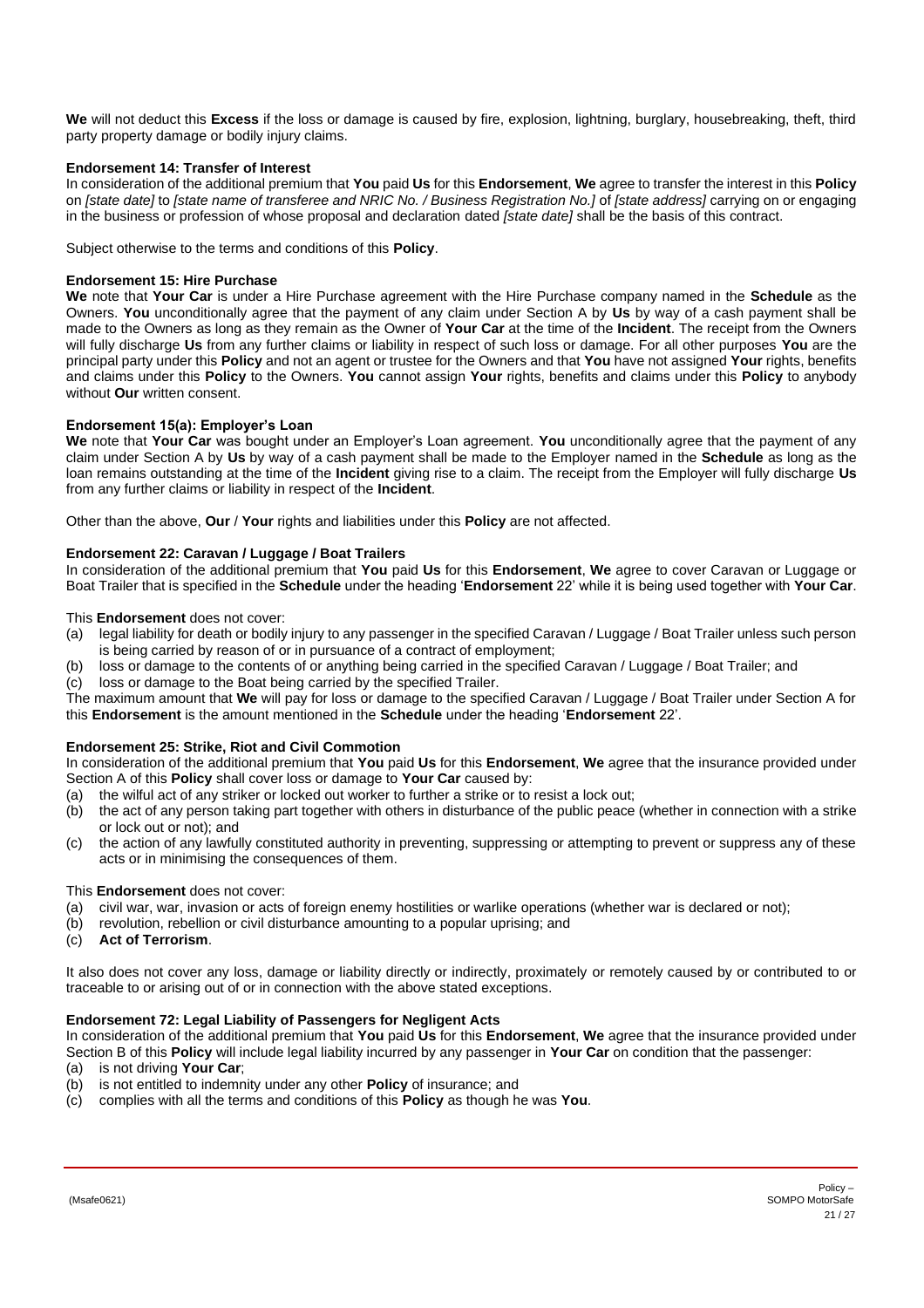**We** will not deduct this **Excess** if the loss or damage is caused by fire, explosion, lightning, burglary, housebreaking, theft, third party property damage or bodily injury claims.

### Endorsement 14: Transfer of Interest

In consideration of the additional premium that **You** paid **Us** for this **Endorsement**, **We** agree to transfer the interest in this **Policy** on *[state date]* to *[state name of transferee and NRIC No. / Business Registration No.]* of *[state address]* carrying on or engaging in the business or profession of whose proposal and declaration dated *[state date]* shall be the basis of this contract.

Subject otherwise to the terms and conditions of this **Policy**.

### Endorsement 15: Hire Purchase

**We** note that **Your Car** is under a Hire Purchase agreement with the Hire Purchase company named in the **Schedule** as the Owners. **You** unconditionally agree that the payment of any claim under Section A by **Us** by way of a cash payment shall be made to the Owners as long as they remain as the Owner of **Your Car** at the time of the **Incident**. The receipt from the Owners will fully discharge **Us** from any further claims or liability in respect of such loss or damage. For all other purposes **You** are the principal party under this **Policy** and not an agent or trustee for the Owners and that **You** have not assigned **Your** rights, benefits and claims under this **Policy** to the Owners. **You** cannot assign **Your** rights, benefits and claims under this **Policy** to anybody without **Our** written consent.

### Endorsement 15(a): Employer's Loan

**We** note that **Your Car** was bought under an Employer's Loan agreement. **You** unconditionally agree that the payment of any claim under Section A by **Us** by way of a cash payment shall be made to the Employer named in the **Schedule** as long as the loan remains outstanding at the time of the **Incident** giving rise to a claim. The receipt from the Employer will fully discharge **Us** from any further claims or liability in respect of the **Incident**.

Other than the above, **Our** / **Your** rights and liabilities under this **Policy** are not affected.

### Endorsement 22: Caravan / Luggage / Boat Trailers

In consideration of the additional premium that **You** paid **Us** for this **Endorsement**, **We** agree to cover Caravan or Luggage or Boat Trailer that is specified in the **Schedule** under the heading '**Endorsement** 22' while it is being used together with **Your Car**.

This **Endorsement** does not cover:

(a) legal liability for death or bodily injury to any passenger in the specified Caravan / Luggage / Boat Trailer unless such person is being carried by reason of or in pursuance of a contract of employment;
(b) loss or damage to the contents of or anything being carried in the specified Caravan / Luggage / Boat Trailer; and
(c) loss or damage to the Boat being carried by the specified Trailer.

The maximum amount that **We** will pay for loss or damage to the specified Caravan / Luggage / Boat Trailer under Section A for this **Endorsement** is the amount mentioned in the **Schedule** under the heading '**Endorsement** 22'.

### Endorsement 25: Strike, Riot and Civil Commotion

In consideration of the additional premium that **You** paid **Us** for this **Endorsement**, **We** agree that the insurance provided under Section A of this **Policy** shall cover loss or damage to **Your Car** caused by:

(a) the wilful act of any striker or locked out worker to further a strike or to resist a lock out;
(b) the act of any person taking part together with others in disturbance of the public peace (whether in connection with a strike or lock out or not); and
(c) the action of any lawfully constituted authority in preventing, suppressing or attempting to prevent or suppress any of these acts or in minimising the consequences of them.

This **Endorsement** does not cover:

(a) civil war, war, invasion or acts of foreign enemy hostilities or warlike operations (whether war is declared or not);
(b) revolution, rebellion or civil disturbance amounting to a popular uprising; and
(c) **Act of Terrorism**.

It also does not cover any loss, damage or liability directly or indirectly, proximately or remotely caused by or contributed to or traceable to or arising out of or in connection with the above stated exceptions.

### Endorsement 72: Legal Liability of Passengers for Negligent Acts

In consideration of the additional premium that **You** paid **Us** for this **Endorsement**, **We** agree that the insurance provided under Section B of this **Policy** will include legal liability incurred by any passenger in **Your Car** on condition that the passenger:

(a) is not driving **Your Car**;
(b) is not entitled to indemnity under any other **Policy** of insurance; and
(c) complies with all the terms and conditions of this **Policy** as though he was **You**.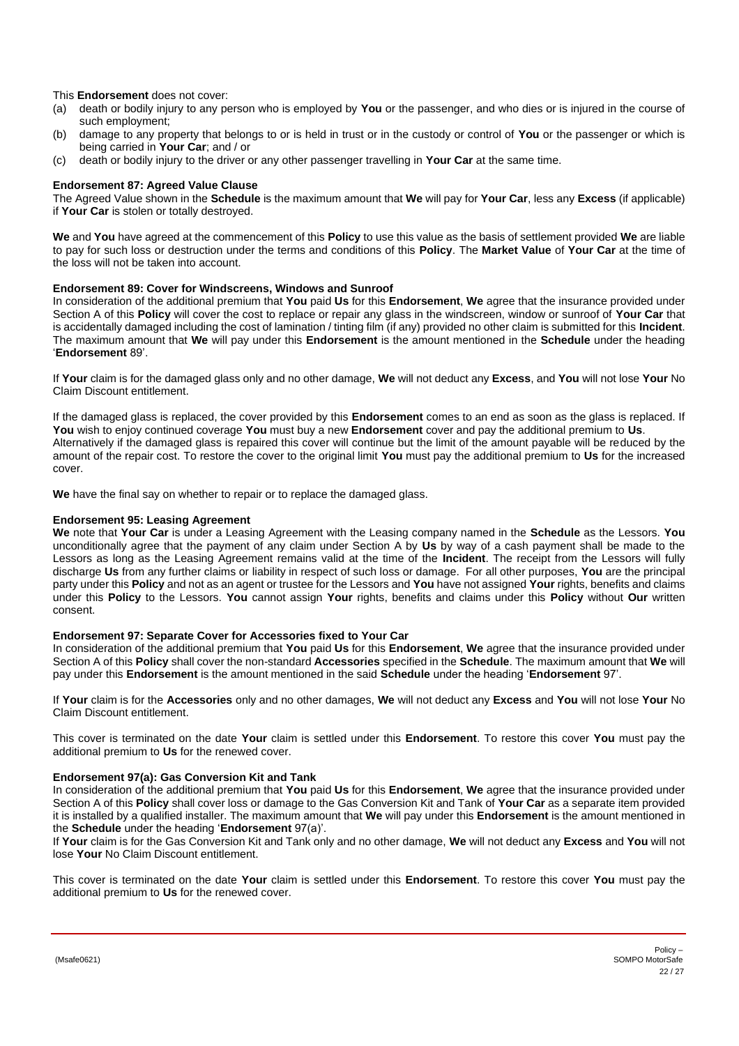This **Endorsement** does not cover:

(a) death or bodily injury to any person who is employed by **You** or the passenger, and who dies or is injured in the course of such employment;
(b) damage to any property that belongs to or is held in trust or in the custody or control of **You** or the passenger or which is being carried in **Your Car**; and / or
(c) death or bodily injury to the driver or any other passenger travelling in **Your Car** at the same time.

**Endorsement 87: Agreed Value Clause**

The Agreed Value shown in the **Schedule** is the maximum amount that **We** will pay for **Your Car**, less any **Excess** (if applicable) if **Your Car** is stolen or totally destroyed.

**We** and **You** have agreed at the commencement of this **Policy** to use this value as the basis of settlement provided **We** are liable to pay for such loss or destruction under the terms and conditions of this **Policy**. The **Market Value** of **Your Car** at the time of the loss will not be taken into account.

**Endorsement 89: Cover for Windscreens, Windows and Sunroof**

In consideration of the additional premium that **You** paid **Us** for this **Endorsement**, **We** agree that the insurance provided under Section A of this **Policy** will cover the cost to replace or repair any glass in the windscreen, window or sunroof of **Your Car** that is accidentally damaged including the cost of lamination / tinting film (if any) provided no other claim is submitted for this **Incident**. The maximum amount that **We** will pay under this **Endorsement** is the amount mentioned in the **Schedule** under the heading '**Endorsement** 89'.

If **Your** claim is for the damaged glass only and no other damage, **We** will not deduct any **Excess**, and **You** will not lose **Your** No Claim Discount entitlement.

If the damaged glass is replaced, the cover provided by this **Endorsement** comes to an end as soon as the glass is replaced. If **You** wish to enjoy continued coverage **You** must buy a new **Endorsement** cover and pay the additional premium to **Us**. Alternatively if the damaged glass is repaired this cover will continue but the limit of the amount payable will be reduced by the amount of the repair cost. To restore the cover to the original limit **You** must pay the additional premium to **Us** for the increased cover.

**We** have the final say on whether to repair or to replace the damaged glass.

**Endorsement 95: Leasing Agreement**

**We** note that **Your Car** is under a Leasing Agreement with the Leasing company named in the **Schedule** as the Lessors. **You** unconditionally agree that the payment of any claim under Section A by **Us** by way of a cash payment shall be made to the Lessors as long as the Leasing Agreement remains valid at the time of the **Incident**. The receipt from the Lessors will fully discharge **Us** from any further claims or liability in respect of such loss or damage. For all other purposes, **You** are the principal party under this **Policy** and not as an agent or trustee for the Lessors and **You** have not assigned **Your** rights, benefits and claims under this **Policy** to the Lessors. **You** cannot assign **Your** rights, benefits and claims under this **Policy** without **Our** written consent.

**Endorsement 97: Separate Cover for Accessories fixed to Your Car**

In consideration of the additional premium that **You** paid **Us** for this **Endorsement**, **We** agree that the insurance provided under Section A of this **Policy** shall cover the non-standard **Accessories** specified in the **Schedule**. The maximum amount that **We** will pay under this **Endorsement** is the amount mentioned in the said **Schedule** under the heading '**Endorsement** 97'.

If **Your** claim is for the **Accessories** only and no other damages, **We** will not deduct any **Excess** and **You** will not lose **Your** No Claim Discount entitlement.

This cover is terminated on the date **Your** claim is settled under this **Endorsement**. To restore this cover **You** must pay the additional premium to **Us** for the renewed cover.

**Endorsement 97(a): Gas Conversion Kit and Tank**

In consideration of the additional premium that **You** paid **Us** for this **Endorsement**, **We** agree that the insurance provided under Section A of this **Policy** shall cover loss or damage to the Gas Conversion Kit and Tank of **Your Car** as a separate item provided it is installed by a qualified installer. The maximum amount that **We** will pay under this **Endorsement** is the amount mentioned in the **Schedule** under the heading '**Endorsement** 97(a)'.

If **Your** claim is for the Gas Conversion Kit and Tank only and no other damage, **We** will not deduct any **Excess** and **You** will not lose **Your** No Claim Discount entitlement.

This cover is terminated on the date **Your** claim is settled under this **Endorsement**. To restore this cover **You** must pay the additional premium to **Us** for the renewed cover.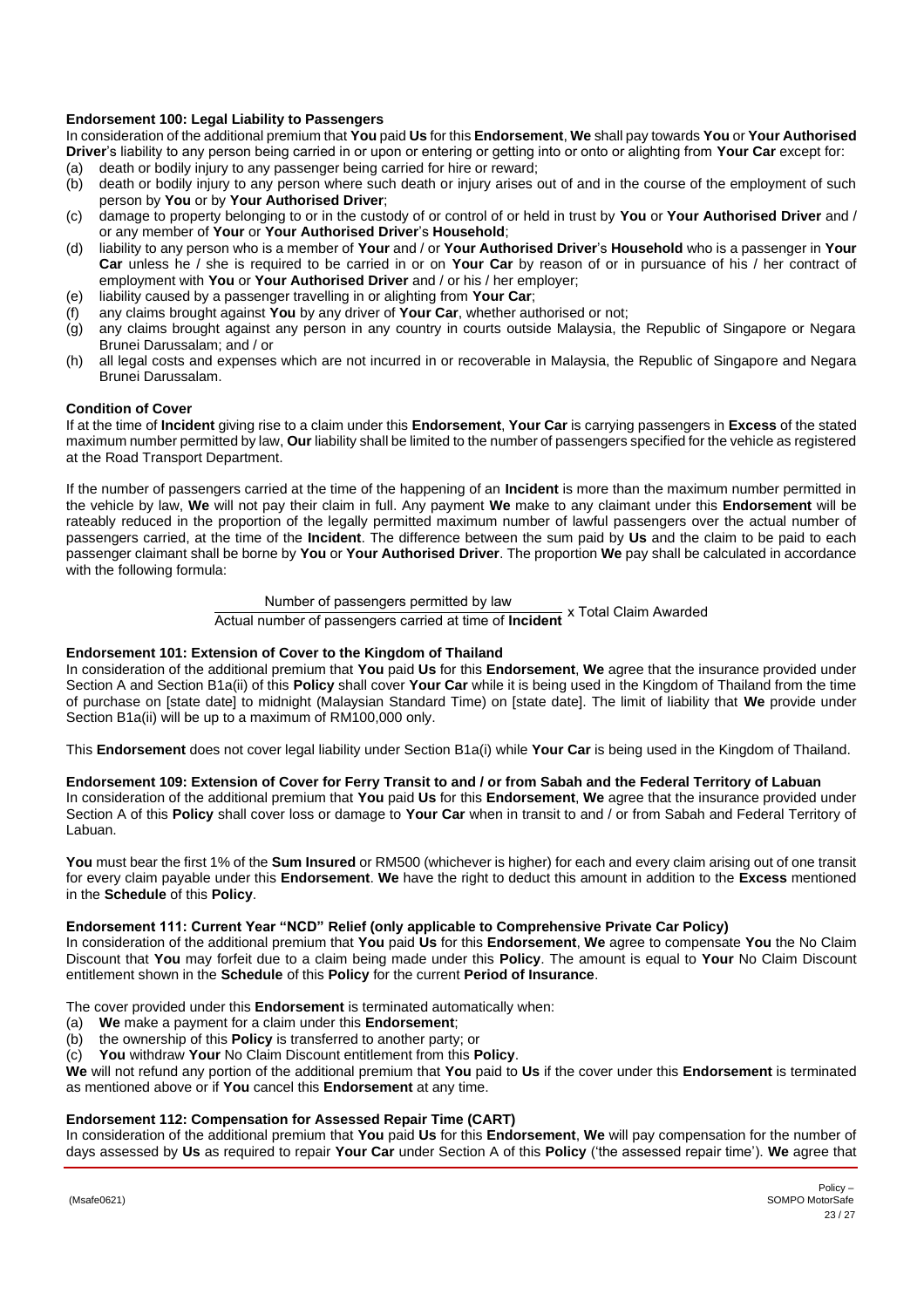**Endorsement 100: Legal Liability to Passengers**

In consideration of the additional premium that **You** paid **Us** for this **Endorsement**, **We** shall pay towards **You** or **Your Authorised Driver**'s liability to any person being carried in or upon or entering or getting into or onto or alighting from **Your Car** except for:

(a) death or bodily injury to any passenger being carried for hire or reward;

(b) death or bodily injury to any person where such death or injury arises out of and in the course of the employment of such person by **You** or by **Your Authorised Driver**;

(c) damage to property belonging to or in the custody of or control of or held in trust by **You** or **Your Authorised Driver** and / or any member of **Your** or **Your Authorised Driver**'s **Household**;

(d) liability to any person who is a member of **Your** and / or **Your Authorised Driver**'s **Household** who is a passenger in **Your Car** unless he / she is required to be carried in or on **Your Car** by reason of or in pursuance of his / her contract of employment with **You** or **Your Authorised Driver** and / or his / her employer;

(e) liability caused by a passenger travelling in or alighting from **Your Car**;

(f) any claims brought against **You** by any driver of **Your Car**, whether authorised or not;

(g) any claims brought against any person in any country in courts outside Malaysia, the Republic of Singapore or Negara Brunei Darussalam; and / or

(h) all legal costs and expenses which are not incurred in or recoverable in Malaysia, the Republic of Singapore and Negara Brunei Darussalam.

**Condition of Cover**

If at the time of **Incident** giving rise to a claim under this **Endorsement**, **Your Car** is carrying passengers in **Excess** of the stated maximum number permitted by law, **Our** liability shall be limited to the number of passengers specified for the vehicle as registered at the Road Transport Department.

If the number of passengers carried at the time of the happening of an **Incident** is more than the maximum number permitted in the vehicle by law, **We** will not pay their claim in full. Any payment **We** make to any claimant under this **Endorsement** will be rateably reduced in the proportion of the legally permitted maximum number of lawful passengers over the actual number of passengers carried, at the time of the **Incident**. The difference between the sum paid by **Us** and the claim to be paid to each passenger claimant shall be borne by **You** or **Your Authorised Driver**. The proportion **We** pay shall be calculated in accordance with the following formula:

$$\frac{\text{Number of passengers permitted by law}}{\text{Actual number of passengers carried at time of } \textbf{Incident}} \times \text{Total Claim Awarded}$$

**Endorsement 101: Extension of Cover to the Kingdom of Thailand**

In consideration of the additional premium that **You** paid **Us** for this **Endorsement**, **We** agree that the insurance provided under Section A and Section B1a(ii) of this **Policy** shall cover **Your Car** while it is being used in the Kingdom of Thailand from the time of purchase on [state date] to midnight (Malaysian Standard Time) on [state date]. The limit of liability that **We** provide under Section B1a(ii) will be up to a maximum of RM100,000 only.

This **Endorsement** does not cover legal liability under Section B1a(i) while **Your Car** is being used in the Kingdom of Thailand.

**Endorsement 109: Extension of Cover for Ferry Transit to and / or from Sabah and the Federal Territory of Labuan**

In consideration of the additional premium that **You** paid **Us** for this **Endorsement**, **We** agree that the insurance provided under Section A of this **Policy** shall cover loss or damage to **Your Car** when in transit to and / or from Sabah and Federal Territory of Labuan.

**You** must bear the first 1% of the **Sum Insured** or RM500 (whichever is higher) for each and every claim arising out of one transit for every claim payable under this **Endorsement**. **We** have the right to deduct this amount in addition to the **Excess** mentioned in the **Schedule** of this **Policy**.

**Endorsement 111: Current Year "NCD" Relief (only applicable to Comprehensive Private Car Policy)**

In consideration of the additional premium that **You** paid **Us** for this **Endorsement**, **We** agree to compensate **You** the No Claim Discount that **You** may forfeit due to a claim being made under this **Policy**. The amount is equal to **Your** No Claim Discount entitlement shown in the **Schedule** of this **Policy** for the current **Period of Insurance**.

The cover provided under this **Endorsement** is terminated automatically when:

(a) **We** make a payment for a claim under this **Endorsement**;

(b) the ownership of this **Policy** is transferred to another party; or

(c) **You** withdraw **Your** No Claim Discount entitlement from this **Policy**.

**We** will not refund any portion of the additional premium that **You** paid to **Us** if the cover under this **Endorsement** is terminated as mentioned above or if **You** cancel this **Endorsement** at any time.

**Endorsement 112: Compensation for Assessed Repair Time (CART)**

In consideration of the additional premium that **You** paid **Us** for this **Endorsement**, **We** will pay compensation for the number of days assessed by **Us** as required to repair **Your Car** under Section A of this **Policy** ('the assessed repair time'). **We** agree that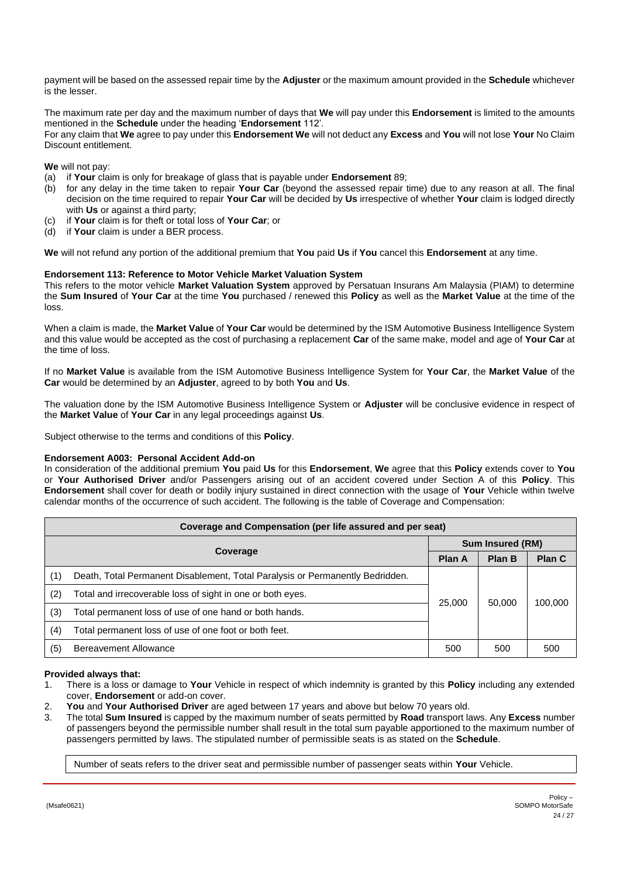payment will be based on the assessed repair time by the **Adjuster** or the maximum amount provided in the **Schedule** whichever is the lesser.

The maximum rate per day and the maximum number of days that **We** will pay under this **Endorsement** is limited to the amounts mentioned in the **Schedule** under the heading '**Endorsement** 112'.
For any claim that **We** agree to pay under this **Endorsement We** will not deduct any **Excess** and **You** will not lose **Your** No Claim Discount entitlement.

**We** will not pay:

(a) if **Your** claim is only for breakage of glass that is payable under **Endorsement** 89;
(b) for any delay in the time taken to repair **Your Car** (beyond the assessed repair time) due to any reason at all. The final decision on the time required to repair **Your Car** will be decided by **Us** irrespective of whether **Your** claim is lodged directly with **Us** or against a third party;
(c) if **Your** claim is for theft or total loss of **Your Car**; or
(d) if **Your** claim is under a BER process.

**We** will not refund any portion of the additional premium that **You** paid **Us** if **You** cancel this **Endorsement** at any time.

**Endorsement 113: Reference to Motor Vehicle Market Valuation System**
This refers to the motor vehicle **Market Valuation System** approved by Persatuan Insurans Am Malaysia (PIAM) to determine the **Sum Insured** of **Your Car** at the time **You** purchased / renewed this **Policy** as well as the **Market Value** at the time of the loss.

When a claim is made, the **Market Value** of **Your Car** would be determined by the ISM Automotive Business Intelligence System and this value would be accepted as the cost of purchasing a replacement **Car** of the same make, model and age of **Your Car** at the time of loss.

If no **Market Value** is available from the ISM Automotive Business Intelligence System for **Your Car**, the **Market Value** of the **Car** would be determined by an **Adjuster**, agreed to by both **You** and **Us**.

The valuation done by the ISM Automotive Business Intelligence System or **Adjuster** will be conclusive evidence in respect of the **Market Value** of **Your Car** in any legal proceedings against **Us**.

Subject otherwise to the terms and conditions of this **Policy**.

**Endorsement A003: Personal Accident Add-on**
In consideration of the additional premium **You** paid **Us** for this **Endorsement**, **We** agree that this **Policy** extends cover to **You** or **Your Authorised Driver** and/or Passengers arising out of an accident covered under Section A of this **Policy**. This **Endorsement** shall cover for death or bodily injury sustained in direct connection with the usage of **Your** Vehicle within twelve calendar months of the occurrence of such accident. The following is the table of Coverage and Compensation:

| Coverage and Compensation (per life assured and per seat) | | | | |
|---|---|---|---|---|
| Coverage | | Sum Insured (RM) | | |
| | | Plan A | Plan B | Plan C |
| (1) | Death, Total Permanent Disablement, Total Paralysis or Permanently Bedridden. | 25,000 | 50,000 | 100,000 |
| (2) | Total and irrecoverable loss of sight in one or both eyes. | | | |
| (3) | Total permanent loss of use of one hand or both hands. | | | |
| (4) | Total permanent loss of use of one foot or both feet. | | | |
| (5) | Bereavement Allowance | 500 | 500 | 500 |

**Provided always that:**

1. There is a loss or damage to **Your** Vehicle in respect of which indemnity is granted by this **Policy** including any extended cover, **Endorsement** or add-on cover.
2. **You** and **Your Authorised Driver** are aged between 17 years and above but below 70 years old.
3. The total **Sum Insured** is capped by the maximum number of seats permitted by **Road** transport laws. Any **Excess** number of passengers beyond the permissible number shall result in the total sum payable apportioned to the maximum number of passengers permitted by laws. The stipulated number of permissible seats is as stated on the **Schedule**.

Number of seats refers to the driver seat and permissible number of passenger seats within **Your** Vehicle.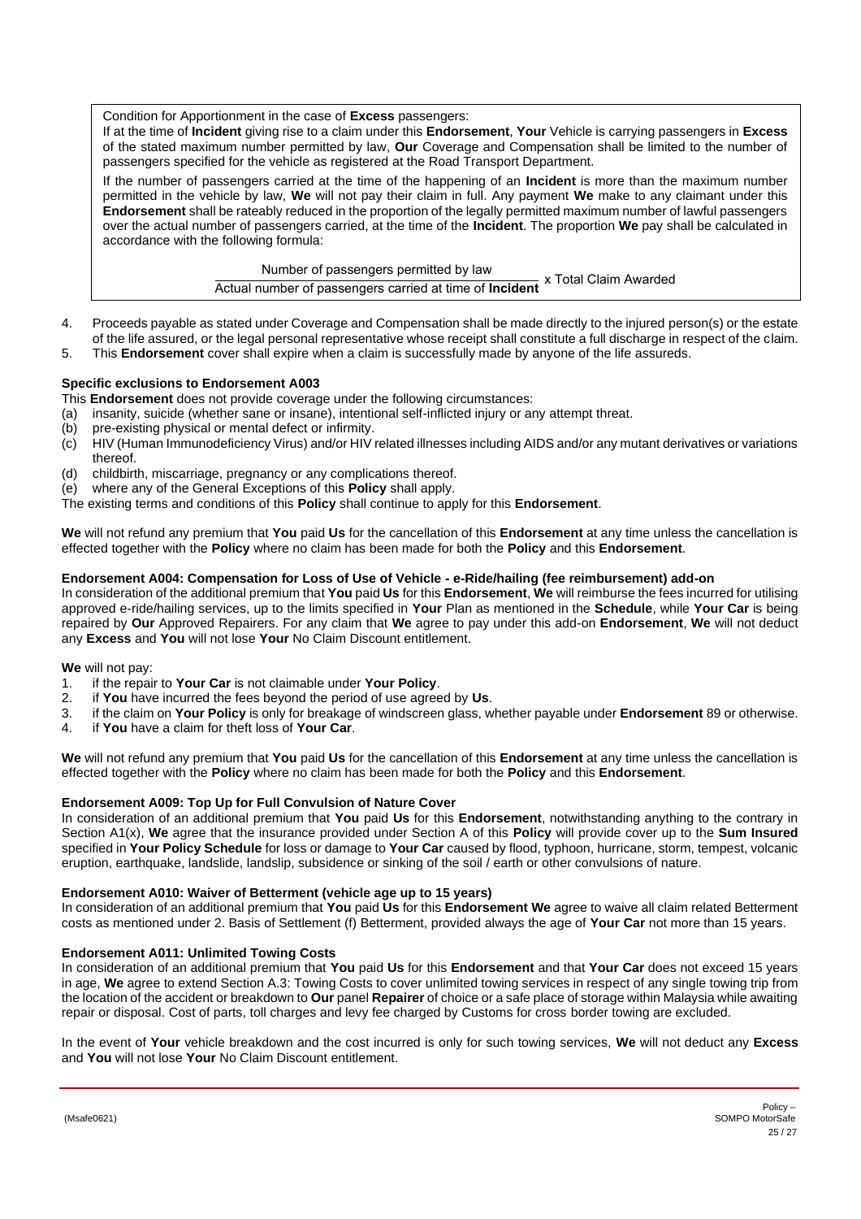Condition for Apportionment in the case of **Excess** passengers:

If at the time of **Incident** giving rise to a claim under this **Endorsement**, **Your** Vehicle is carrying passengers in **Excess** of the stated maximum number permitted by law, **Our** Coverage and Compensation shall be limited to the number of passengers specified for the vehicle as registered at the Road Transport Department.

If the number of passengers carried at the time of the happening of an **Incident** is more than the maximum number permitted in the vehicle by law, **We** will not pay their claim in full. Any payment **We** make to any claimant under this **Endorsement** shall be rateably reduced in the proportion of the legally permitted maximum number of lawful passengers over the actual number of passengers carried, at the time of the **Incident**. The proportion **We** pay shall be calculated in accordance with the following formula:

$$\frac{\text{Number of passengers permitted by law}}{\text{Actual number of passengers carried at time of Incident}} \times \text{Total Claim Awarded}$$

4. Proceeds payable as stated under Coverage and Compensation shall be made directly to the injured person(s) or the estate of the life assured, or the legal personal representative whose receipt shall constitute a full discharge in respect of the claim.
5. This **Endorsement** cover shall expire when a claim is successfully made by anyone of the life assureds.

**Specific exclusions to Endorsement A003**

This **Endorsement** does not provide coverage under the following circumstances:

(a) insanity, suicide (whether sane or insane), intentional self-inflicted injury or any attempt threat.
(b) pre-existing physical or mental defect or infirmity.
(c) HIV (Human Immunodeficiency Virus) and/or HIV related illnesses including AIDS and/or any mutant derivatives or variations thereof.
(d) childbirth, miscarriage, pregnancy or any complications thereof.
(e) where any of the General Exceptions of this **Policy** shall apply.

The existing terms and conditions of this **Policy** shall continue to apply for this **Endorsement**.

**We** will not refund any premium that **You** paid **Us** for the cancellation of this **Endorsement** at any time unless the cancellation is effected together with the **Policy** where no claim has been made for both the **Policy** and this **Endorsement**.

**Endorsement A004: Compensation for Loss of Use of Vehicle - e-Ride/hailing (fee reimbursement) add-on**

In consideration of the additional premium that **You** paid **Us** for this **Endorsement**, **We** will reimburse the fees incurred for utilising approved e-ride/hailing services, up to the limits specified in **Your** Plan as mentioned in the **Schedule**, while **Your Car** is being repaired by **Our** Approved Repairers. For any claim that **We** agree to pay under this add-on **Endorsement**, **We** will not deduct any **Excess** and **You** will not lose **Your** No Claim Discount entitlement.

**We** will not pay:

1. if the repair to **Your Car** is not claimable under **Your Policy**.
2. if **You** have incurred the fees beyond the period of use agreed by **Us**.
3. if the claim on **Your Policy** is only for breakage of windscreen glass, whether payable under **Endorsement** 89 or otherwise.
4. if **You** have a claim for theft loss of **Your Car**.

**We** will not refund any premium that **You** paid **Us** for the cancellation of this **Endorsement** at any time unless the cancellation is effected together with the **Policy** where no claim has been made for both the **Policy** and this **Endorsement**.

**Endorsement A009: Top Up for Full Convulsion of Nature Cover**

In consideration of an additional premium that **You** paid **Us** for this **Endorsement**, notwithstanding anything to the contrary in Section A1(x), **We** agree that the insurance provided under Section A of this **Policy** will provide cover up to the **Sum Insured** specified in **Your Policy Schedule** for loss or damage to **Your Car** caused by flood, typhoon, hurricane, storm, tempest, volcanic eruption, earthquake, landslide, landslip, subsidence or sinking of the soil / earth or other convulsions of nature.

**Endorsement A010: Waiver of Betterment (vehicle age up to 15 years)**

In consideration of an additional premium that **You** paid **Us** for this **Endorsement We** agree to waive all claim related Betterment costs as mentioned under 2. Basis of Settlement (f) Betterment, provided always the age of **Your Car** not more than 15 years.

**Endorsement A011: Unlimited Towing Costs**

In consideration of an additional premium that **You** paid **Us** for this **Endorsement** and that **Your Car** does not exceed 15 years in age, **We** agree to extend Section A.3: Towing Costs to cover unlimited towing services in respect of any single towing trip from the location of the accident or breakdown to **Our** panel **Repairer** of choice or a safe place of storage within Malaysia while awaiting repair or disposal. Cost of parts, toll charges and levy fee charged by Customs for cross border towing are excluded.

In the event of **Your** vehicle breakdown and the cost incurred is only for such towing services, **We** will not deduct any **Excess** and **You** will not lose **Your** No Claim Discount entitlement.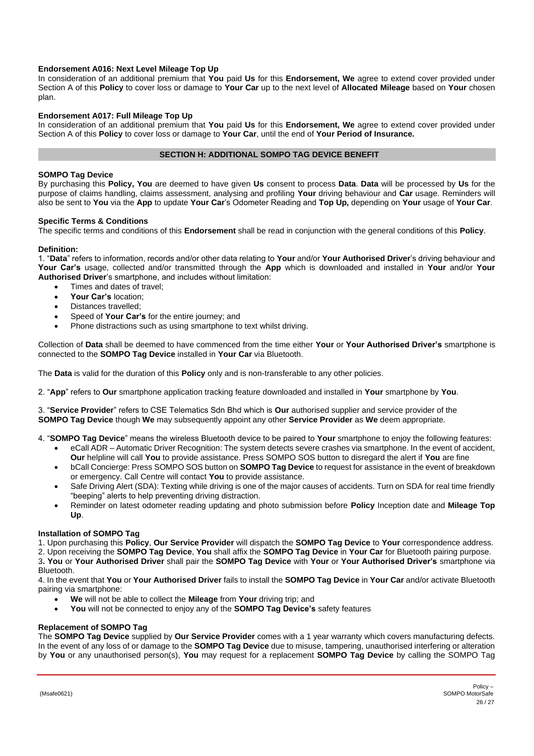**Endorsement A016: Next Level Mileage Top Up**

In consideration of an additional premium that **You** paid **Us** for this **Endorsement, We** agree to extend cover provided under Section A of this **Policy** to cover loss or damage to **Your Car** up to the next level of **Allocated Mileage** based on **Your** chosen plan.

**Endorsement A017: Full Mileage Top Up**

In consideration of an additional premium that **You** paid **Us** for this **Endorsement, We** agree to extend cover provided under Section A of this **Policy** to cover loss or damage to **Your Car**, until the end of **Your Period of Insurance.**

## SECTION H: ADDITIONAL SOMPO TAG DEVICE BENEFIT

**SOMPO Tag Device**

By purchasing this **Policy, You** are deemed to have given **Us** consent to process **Data**. **Data** will be processed by **Us** for the purpose of claims handling, claims assessment, analysing and profiling **Your** driving behaviour and **Car** usage. Reminders will also be sent to **You** via the **App** to update **Your Car**'s Odometer Reading and **Top Up,** depending on **Your** usage of **Your Car**.

**Specific Terms & Conditions**

The specific terms and conditions of this **Endorsement** shall be read in conjunction with the general conditions of this **Policy**.

**Definition:**

1. "**Data**" refers to information, records and/or other data relating to **Your** and/or **Your Authorised Driver**'s driving behaviour and **Your Car's** usage, collected and/or transmitted through the **App** which is downloaded and installed in **Your** and/or **Your Authorised Driver**'s smartphone, and includes without limitation:
   - Times and dates of travel;
   - **Your Car's** location;
   - Distances travelled;
   - Speed of **Your Car's** for the entire journey; and
   - Phone distractions such as using smartphone to text whilst driving.

Collection of **Data** shall be deemed to have commenced from the time either **Your** or **Your Authorised Driver's** smartphone is connected to the **SOMPO Tag Device** installed in **Your Car** via Bluetooth.

The **Data** is valid for the duration of this **Policy** only and is non-transferable to any other policies.

2. "**App**" refers to **Our** smartphone application tracking feature downloaded and installed in **Your** smartphone by **You**.

3. "**Service Provider**" refers to CSE Telematics Sdn Bhd which is **Our** authorised supplier and service provider of the **SOMPO Tag Device** though **We** may subsequently appoint any other **Service Provider** as **We** deem appropriate.

4. "**SOMPO Tag Device**" means the wireless Bluetooth device to be paired to **Your** smartphone to enjoy the following features:
   - eCall ADR – Automatic Driver Recognition: The system detects severe crashes via smartphone. In the event of accident, **Our** helpline will call **You** to provide assistance. Press SOMPO SOS button to disregard the alert if **You** are fine
   - bCall Concierge: Press SOMPO SOS button on **SOMPO Tag Device** to request for assistance in the event of breakdown or emergency. Call Centre will contact **You** to provide assistance.
   - Safe Driving Alert (SDA): Texting while driving is one of the major causes of accidents. Turn on SDA for real time friendly "beeping" alerts to help preventing driving distraction.
   - Reminder on latest odometer reading updating and photo submission before **Policy** Inception date and **Mileage Top Up**.

**Installation of SOMPO Tag**

1. Upon purchasing this **Policy**, **Our Service Provider** will dispatch the **SOMPO Tag Device** to **Your** correspondence address.
2. Upon receiving the **SOMPO Tag Device**, **You** shall affix the **SOMPO Tag Device** in **Your Car** for Bluetooth pairing purpose.
3. **You** or **Your Authorised Driver** shall pair the **SOMPO Tag Device** with **Your** or **Your Authorised Driver's** smartphone via Bluetooth.
4. In the event that **You** or **Your Authorised Driver** fails to install the **SOMPO Tag Device** in **Your Car** and/or activate Bluetooth pairing via smartphone:
   - **We** will not be able to collect the **Mileage** from **Your** driving trip; and
   - **You** will not be connected to enjoy any of the **SOMPO Tag Device's** safety features

**Replacement of SOMPO Tag**

The **SOMPO Tag Device** supplied by **Our Service Provider** comes with a 1 year warranty which covers manufacturing defects. In the event of any loss of or damage to the **SOMPO Tag Device** due to misuse, tampering, unauthorised interfering or alteration by **You** or any unauthorised person(s), **You** may request for a replacement **SOMPO Tag Device** by calling the SOMPO Tag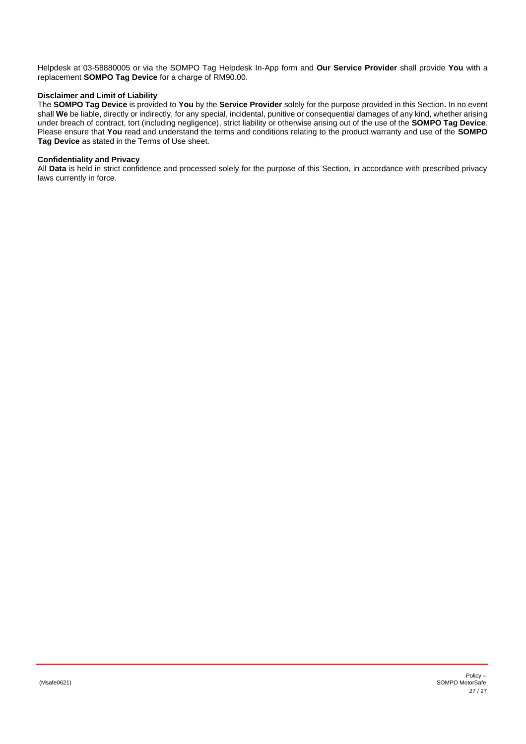Helpdesk at 03-58880005 or via the SOMPO Tag Helpdesk In-App form and **Our Service Provider** shall provide **You** with a replacement **SOMPO Tag Device** for a charge of RM90.00.

**Disclaimer and Limit of Liability**

The **SOMPO Tag Device** is provided to **You** by the **Service Provider** solely for the purpose provided in this Section**.** In no event shall **We** be liable, directly or indirectly, for any special, incidental, punitive or consequential damages of any kind, whether arising under breach of contract, tort (including negligence), strict liability or otherwise arising out of the use of the **SOMPO Tag Device**. Please ensure that **You** read and understand the terms and conditions relating to the product warranty and use of the **SOMPO Tag Device** as stated in the Terms of Use sheet.

**Confidentiality and Privacy**

All **Data** is held in strict confidence and processed solely for the purpose of this Section, in accordance with prescribed privacy laws currently in force.